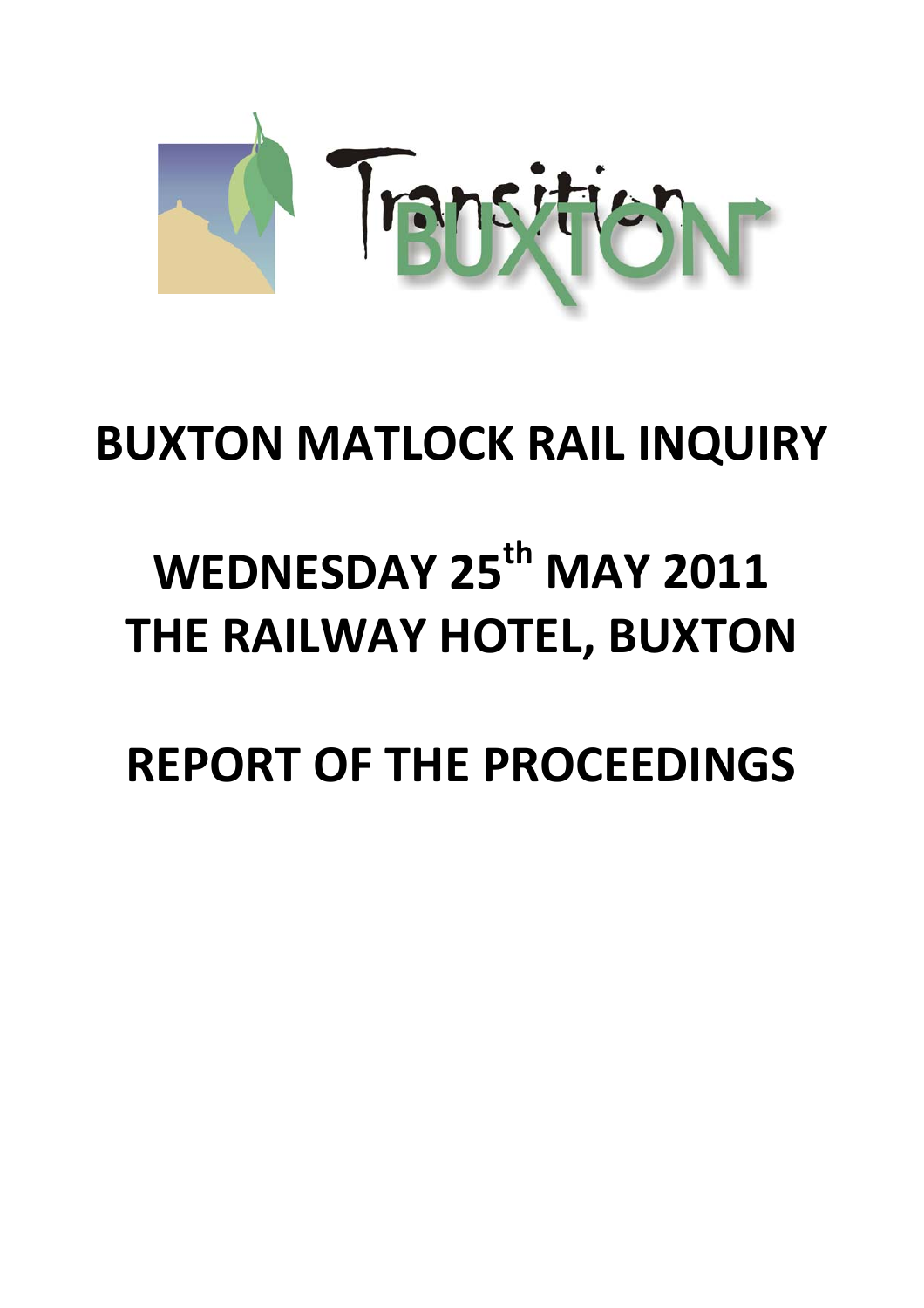Transition BUXTON

# BUXTON MATLOCK RAIL INQUIRY

# WEDNESDAY 25th MAY 2011
# THE RAILWAY HOTEL, BUXTON

# REPORT OF THE PROCEEDINGS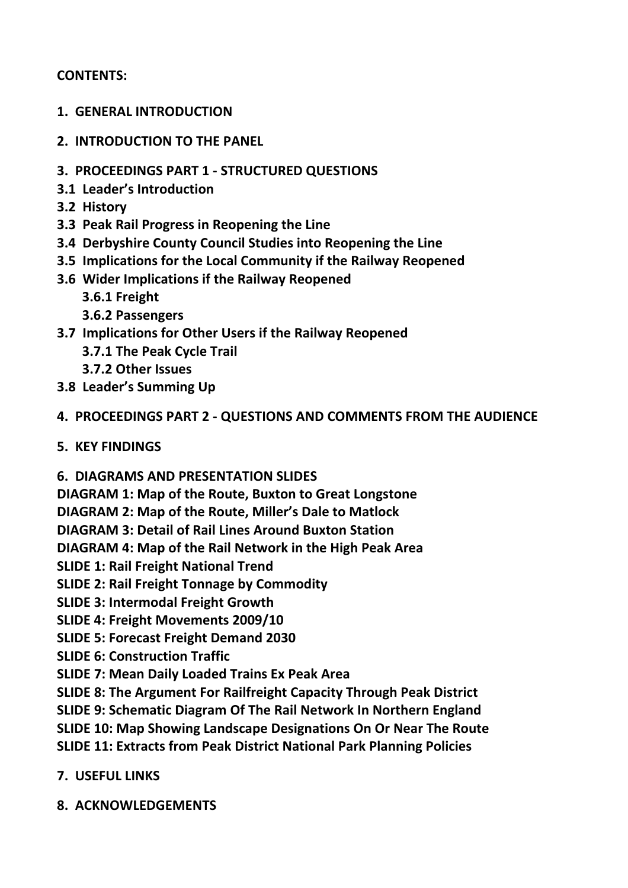**CONTENTS:**

**1. GENERAL INTRODUCTION**

**2. INTRODUCTION TO THE PANEL**

**3. PROCEEDINGS PART 1 - STRUCTURED QUESTIONS**
**3.1 Leader's Introduction**
**3.2 History**
**3.3 Peak Rail Progress in Reopening the Line**
**3.4 Derbyshire County Council Studies into Reopening the Line**
**3.5 Implications for the Local Community if the Railway Reopened**
**3.6 Wider Implications if the Railway Reopened**
  **3.6.1 Freight**
  **3.6.2 Passengers**
**3.7 Implications for Other Users if the Railway Reopened**
  **3.7.1 The Peak Cycle Trail**
  **3.7.2 Other Issues**
**3.8 Leader's Summing Up**

**4. PROCEEDINGS PART 2 - QUESTIONS AND COMMENTS FROM THE AUDIENCE**

**5. KEY FINDINGS**

**6. DIAGRAMS AND PRESENTATION SLIDES**
**DIAGRAM 1: Map of the Route, Buxton to Great Longstone**
**DIAGRAM 2: Map of the Route, Miller's Dale to Matlock**
**DIAGRAM 3: Detail of Rail Lines Around Buxton Station**
**DIAGRAM 4: Map of the Rail Network in the High Peak Area**
**SLIDE 1: Rail Freight National Trend**
**SLIDE 2: Rail Freight Tonnage by Commodity**
**SLIDE 3: Intermodal Freight Growth**
**SLIDE 4: Freight Movements 2009/10**
**SLIDE 5: Forecast Freight Demand 2030**
**SLIDE 6: Construction Traffic**
**SLIDE 7: Mean Daily Loaded Trains Ex Peak Area**
**SLIDE 8: The Argument For Railfreight Capacity Through Peak District**
**SLIDE 9: Schematic Diagram Of The Rail Network In Northern England**
**SLIDE 10: Map Showing Landscape Designations On Or Near The Route**
**SLIDE 11: Extracts from Peak District National Park Planning Policies**

**7. USEFUL LINKS**

**8. ACKNOWLEDGEMENTS**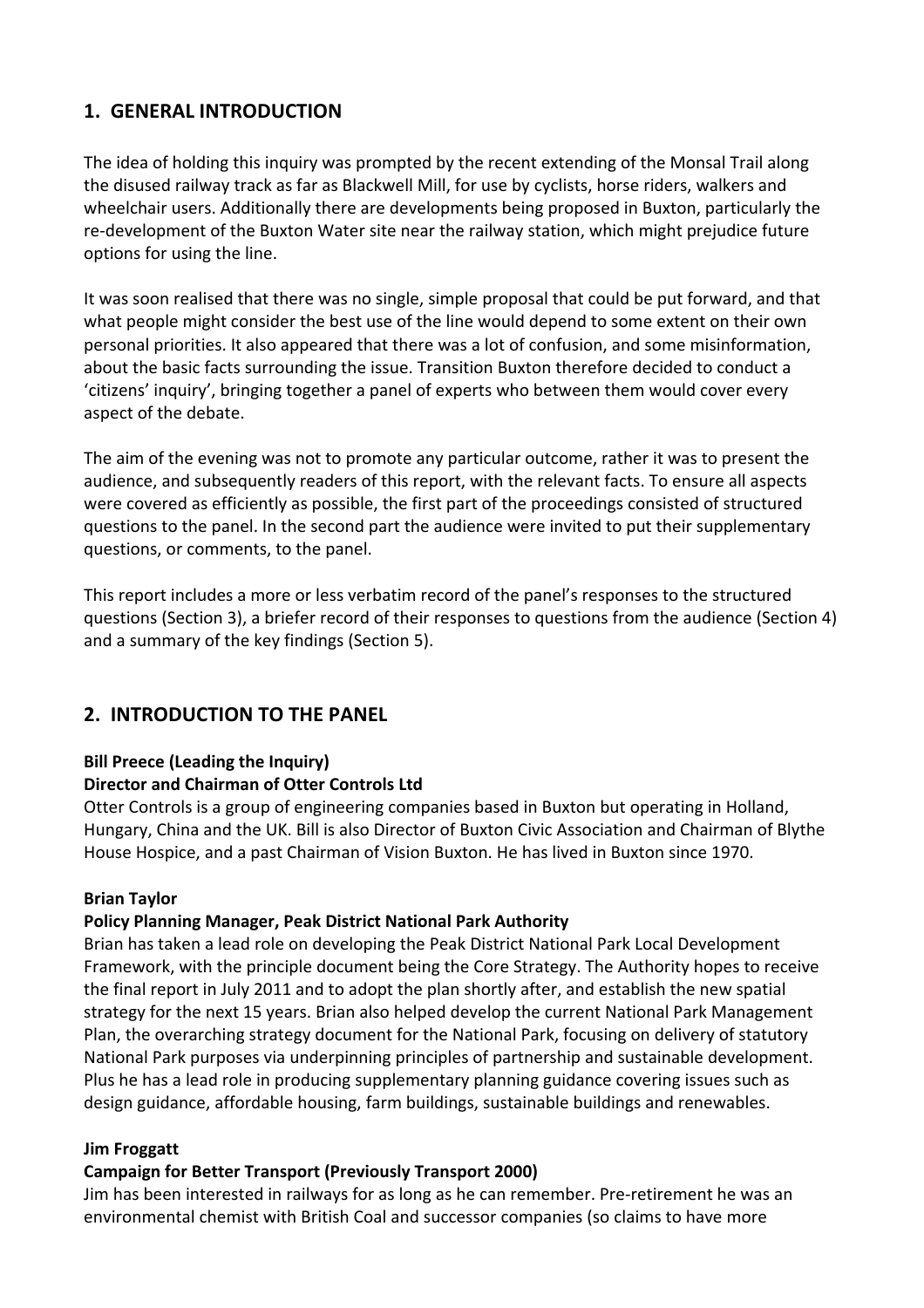## 1. GENERAL INTRODUCTION

The idea of holding this inquiry was prompted by the recent extending of the Monsal Trail along the disused railway track as far as Blackwell Mill, for use by cyclists, horse riders, walkers and wheelchair users. Additionally there are developments being proposed in Buxton, particularly the re-development of the Buxton Water site near the railway station, which might prejudice future options for using the line.

It was soon realised that there was no single, simple proposal that could be put forward, and that what people might consider the best use of the line would depend to some extent on their own personal priorities. It also appeared that there was a lot of confusion, and some misinformation, about the basic facts surrounding the issue. Transition Buxton therefore decided to conduct a 'citizens' inquiry', bringing together a panel of experts who between them would cover every aspect of the debate.

The aim of the evening was not to promote any particular outcome, rather it was to present the audience, and subsequently readers of this report, with the relevant facts. To ensure all aspects were covered as efficiently as possible, the first part of the proceedings consisted of structured questions to the panel. In the second part the audience were invited to put their supplementary questions, or comments, to the panel.

This report includes a more or less verbatim record of the panel's responses to the structured questions (Section 3), a briefer record of their responses to questions from the audience (Section 4) and a summary of the key findings (Section 5).

## 2. INTRODUCTION TO THE PANEL

**Bill Preece (Leading the Inquiry)**
**Director and Chairman of Otter Controls Ltd**
Otter Controls is a group of engineering companies based in Buxton but operating in Holland, Hungary, China and the UK. Bill is also Director of Buxton Civic Association and Chairman of Blythe House Hospice, and a past Chairman of Vision Buxton. He has lived in Buxton since 1970.

**Brian Taylor**
**Policy Planning Manager, Peak District National Park Authority**
Brian has taken a lead role on developing the Peak District National Park Local Development Framework, with the principle document being the Core Strategy. The Authority hopes to receive the final report in July 2011 and to adopt the plan shortly after, and establish the new spatial strategy for the next 15 years. Brian also helped develop the current National Park Management Plan, the overarching strategy document for the National Park, focusing on delivery of statutory National Park purposes via underpinning principles of partnership and sustainable development. Plus he has a lead role in producing supplementary planning guidance covering issues such as design guidance, affordable housing, farm buildings, sustainable buildings and renewables.

**Jim Froggatt**
**Campaign for Better Transport (Previously Transport 2000)**
Jim has been interested in railways for as long as he can remember. Pre-retirement he was an environmental chemist with British Coal and successor companies (so claims to have more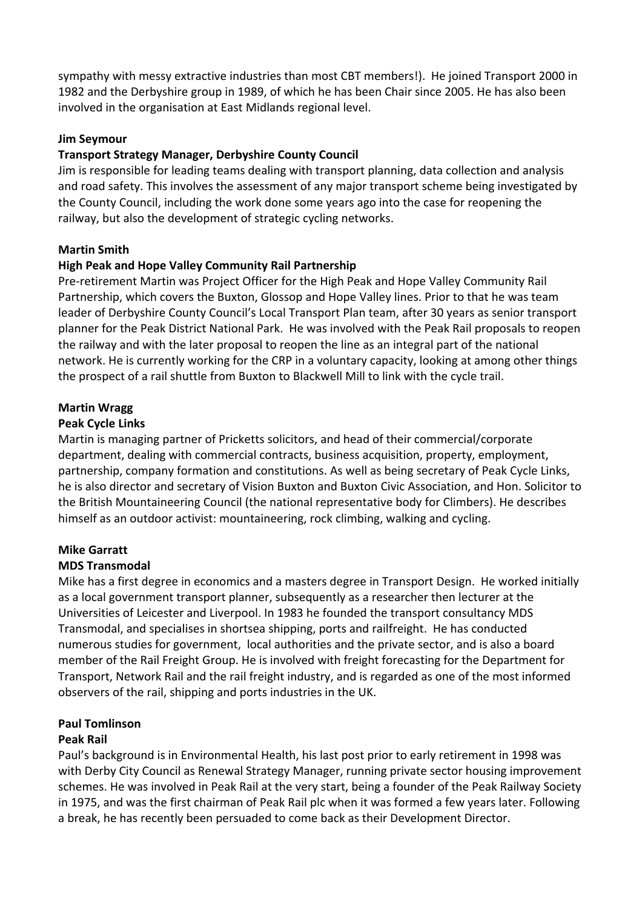sympathy with messy extractive industries than most CBT members!). He joined Transport 2000 in 1982 and the Derbyshire group in 1989, of which he has been Chair since 2005. He has also been involved in the organisation at East Midlands regional level.

**Jim Seymour**
**Transport Strategy Manager, Derbyshire County Council**
Jim is responsible for leading teams dealing with transport planning, data collection and analysis and road safety. This involves the assessment of any major transport scheme being investigated by the County Council, including the work done some years ago into the case for reopening the railway, but also the development of strategic cycling networks.

**Martin Smith**
**High Peak and Hope Valley Community Rail Partnership**
Pre-retirement Martin was Project Officer for the High Peak and Hope Valley Community Rail Partnership, which covers the Buxton, Glossop and Hope Valley lines. Prior to that he was team leader of Derbyshire County Council's Local Transport Plan team, after 30 years as senior transport planner for the Peak District National Park. He was involved with the Peak Rail proposals to reopen the railway and with the later proposal to reopen the line as an integral part of the national network. He is currently working for the CRP in a voluntary capacity, looking at among other things the prospect of a rail shuttle from Buxton to Blackwell Mill to link with the cycle trail.

**Martin Wragg**
**Peak Cycle Links**
Martin is managing partner of Pricketts solicitors, and head of their commercial/corporate department, dealing with commercial contracts, business acquisition, property, employment, partnership, company formation and constitutions. As well as being secretary of Peak Cycle Links, he is also director and secretary of Vision Buxton and Buxton Civic Association, and Hon. Solicitor to the British Mountaineering Council (the national representative body for Climbers). He describes himself as an outdoor activist: mountaineering, rock climbing, walking and cycling.

**Mike Garratt**
**MDS Transmodal**
Mike has a first degree in economics and a masters degree in Transport Design. He worked initially as a local government transport planner, subsequently as a researcher then lecturer at the Universities of Leicester and Liverpool. In 1983 he founded the transport consultancy MDS Transmodal, and specialises in shortsea shipping, ports and railfreight. He has conducted numerous studies for government, local authorities and the private sector, and is also a board member of the Rail Freight Group. He is involved with freight forecasting for the Department for Transport, Network Rail and the rail freight industry, and is regarded as one of the most informed observers of the rail, shipping and ports industries in the UK.

**Paul Tomlinson**
**Peak Rail**
Paul's background is in Environmental Health, his last post prior to early retirement in 1998 was with Derby City Council as Renewal Strategy Manager, running private sector housing improvement schemes. He was involved in Peak Rail at the very start, being a founder of the Peak Railway Society in 1975, and was the first chairman of Peak Rail plc when it was formed a few years later. Following a break, he has recently been persuaded to come back as their Development Director.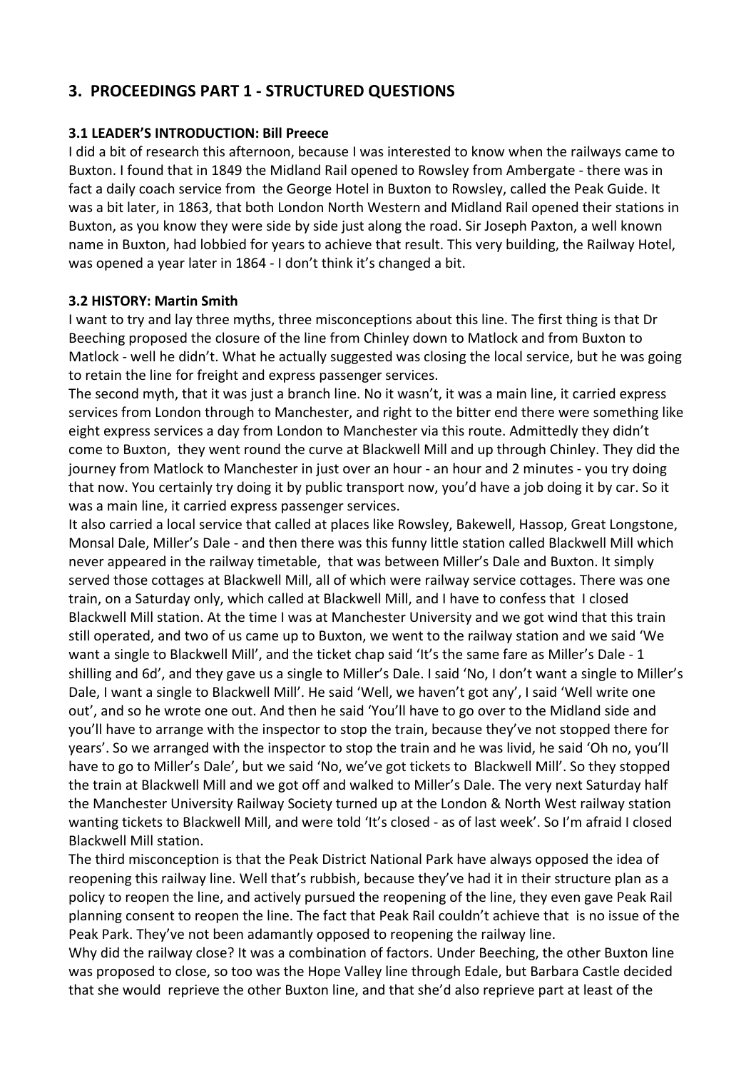## 3. PROCEEDINGS PART 1 - STRUCTURED QUESTIONS

### 3.1 LEADER'S INTRODUCTION: Bill Preece

I did a bit of research this afternoon, because I was interested to know when the railways came to Buxton. I found that in 1849 the Midland Rail opened to Rowsley from Ambergate - there was in fact a daily coach service from the George Hotel in Buxton to Rowsley, called the Peak Guide. It was a bit later, in 1863, that both London North Western and Midland Rail opened their stations in Buxton, as you know they were side by side just along the road. Sir Joseph Paxton, a well known name in Buxton, had lobbied for years to achieve that result. This very building, the Railway Hotel, was opened a year later in 1864 - I don't think it's changed a bit.

### 3.2 HISTORY: Martin Smith

I want to try and lay three myths, three misconceptions about this line. The first thing is that Dr Beeching proposed the closure of the line from Chinley down to Matlock and from Buxton to Matlock - well he didn't. What he actually suggested was closing the local service, but he was going to retain the line for freight and express passenger services.

The second myth, that it was just a branch line. No it wasn't, it was a main line, it carried express services from London through to Manchester, and right to the bitter end there were something like eight express services a day from London to Manchester via this route. Admittedly they didn't come to Buxton, they went round the curve at Blackwell Mill and up through Chinley. They did the journey from Matlock to Manchester in just over an hour - an hour and 2 minutes - you try doing that now. You certainly try doing it by public transport now, you'd have a job doing it by car. So it was a main line, it carried express passenger services.

It also carried a local service that called at places like Rowsley, Bakewell, Hassop, Great Longstone, Monsal Dale, Miller's Dale - and then there was this funny little station called Blackwell Mill which never appeared in the railway timetable, that was between Miller's Dale and Buxton. It simply served those cottages at Blackwell Mill, all of which were railway service cottages. There was one train, on a Saturday only, which called at Blackwell Mill, and I have to confess that I closed Blackwell Mill station. At the time I was at Manchester University and we got wind that this train still operated, and two of us came up to Buxton, we went to the railway station and we said 'We want a single to Blackwell Mill', and the ticket chap said 'It's the same fare as Miller's Dale - 1 shilling and 6d', and they gave us a single to Miller's Dale. I said 'No, I don't want a single to Miller's Dale, I want a single to Blackwell Mill'. He said 'Well, we haven't got any', I said 'Well write one out', and so he wrote one out. And then he said 'You'll have to go over to the Midland side and you'll have to arrange with the inspector to stop the train, because they've not stopped there for years'. So we arranged with the inspector to stop the train and he was livid, he said 'Oh no, you'll have to go to Miller's Dale', but we said 'No, we've got tickets to Blackwell Mill'. So they stopped the train at Blackwell Mill and we got off and walked to Miller's Dale. The very next Saturday half the Manchester University Railway Society turned up at the London & North West railway station wanting tickets to Blackwell Mill, and were told 'It's closed - as of last week'. So I'm afraid I closed Blackwell Mill station.

The third misconception is that the Peak District National Park have always opposed the idea of reopening this railway line. Well that's rubbish, because they've had it in their structure plan as a policy to reopen the line, and actively pursued the reopening of the line, they even gave Peak Rail planning consent to reopen the line. The fact that Peak Rail couldn't achieve that is no issue of the Peak Park. They've not been adamantly opposed to reopening the railway line.

Why did the railway close? It was a combination of factors. Under Beeching, the other Buxton line was proposed to close, so too was the Hope Valley line through Edale, but Barbara Castle decided that she would reprieve the other Buxton line, and that she'd also reprieve part at least of the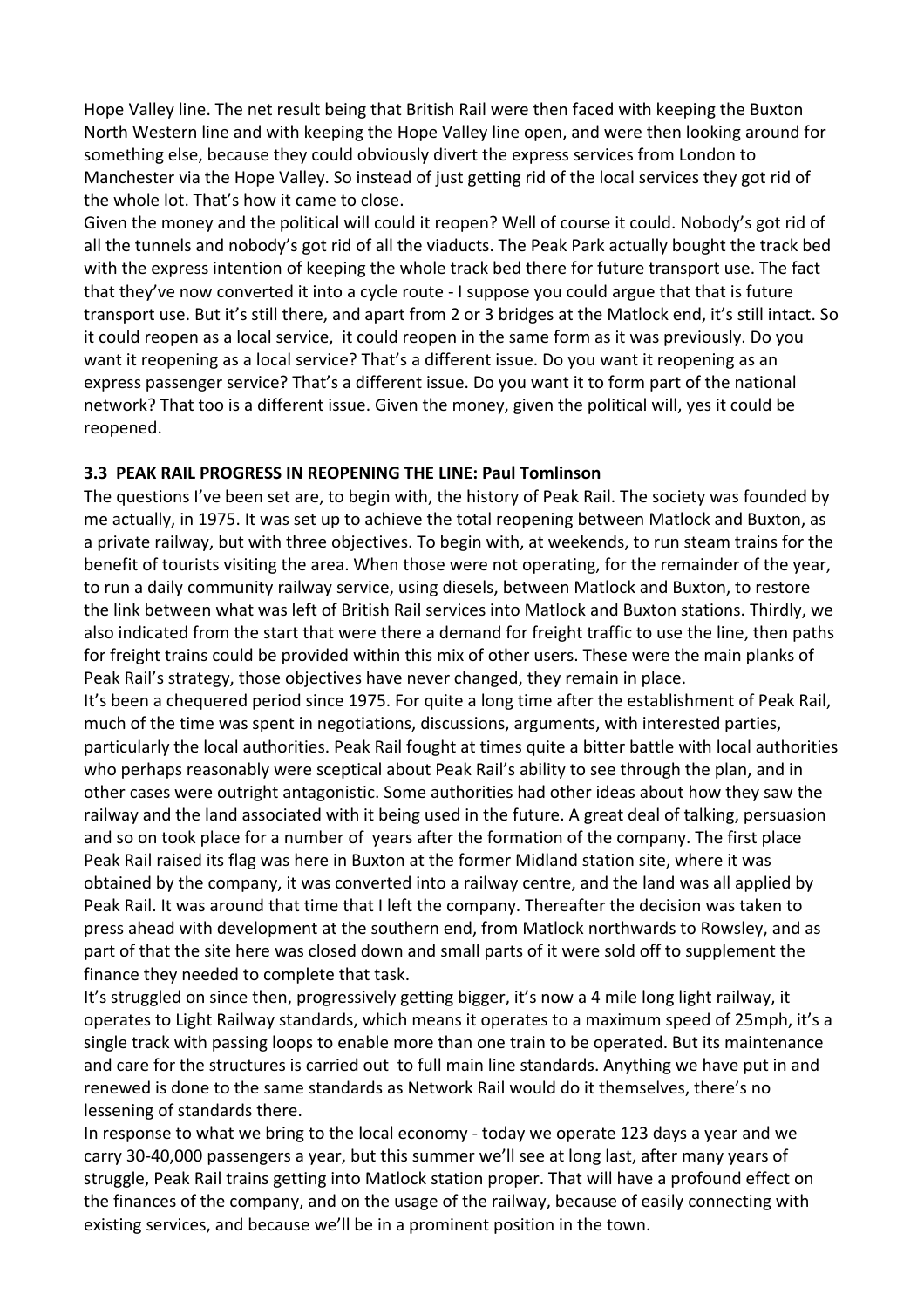Hope Valley line. The net result being that British Rail were then faced with keeping the Buxton North Western line and with keeping the Hope Valley line open, and were then looking around for something else, because they could obviously divert the express services from London to Manchester via the Hope Valley. So instead of just getting rid of the local services they got rid of the whole lot. That's how it came to close.

Given the money and the political will could it reopen? Well of course it could. Nobody's got rid of all the tunnels and nobody's got rid of all the viaducts. The Peak Park actually bought the track bed with the express intention of keeping the whole track bed there for future transport use. The fact that they've now converted it into a cycle route - I suppose you could argue that that is future transport use. But it's still there, and apart from 2 or 3 bridges at the Matlock end, it's still intact. So it could reopen as a local service, it could reopen in the same form as it was previously. Do you want it reopening as a local service? That's a different issue. Do you want it reopening as an express passenger service? That's a different issue. Do you want it to form part of the national network? That too is a different issue. Given the money, given the political will, yes it could be reopened.

### 3.3 PEAK RAIL PROGRESS IN REOPENING THE LINE: Paul Tomlinson

The questions I've been set are, to begin with, the history of Peak Rail. The society was founded by me actually, in 1975. It was set up to achieve the total reopening between Matlock and Buxton, as a private railway, but with three objectives. To begin with, at weekends, to run steam trains for the benefit of tourists visiting the area. When those were not operating, for the remainder of the year, to run a daily community railway service, using diesels, between Matlock and Buxton, to restore the link between what was left of British Rail services into Matlock and Buxton stations. Thirdly, we also indicated from the start that were there a demand for freight traffic to use the line, then paths for freight trains could be provided within this mix of other users. These were the main planks of Peak Rail's strategy, those objectives have never changed, they remain in place.

It's been a chequered period since 1975. For quite a long time after the establishment of Peak Rail, much of the time was spent in negotiations, discussions, arguments, with interested parties, particularly the local authorities. Peak Rail fought at times quite a bitter battle with local authorities who perhaps reasonably were sceptical about Peak Rail's ability to see through the plan, and in other cases were outright antagonistic. Some authorities had other ideas about how they saw the railway and the land associated with it being used in the future. A great deal of talking, persuasion and so on took place for a number of years after the formation of the company. The first place Peak Rail raised its flag was here in Buxton at the former Midland station site, where it was obtained by the company, it was converted into a railway centre, and the land was all applied by Peak Rail. It was around that time that I left the company. Thereafter the decision was taken to press ahead with development at the southern end, from Matlock northwards to Rowsley, and as part of that the site here was closed down and small parts of it were sold off to supplement the finance they needed to complete that task.

It's struggled on since then, progressively getting bigger, it's now a 4 mile long light railway, it operates to Light Railway standards, which means it operates to a maximum speed of 25mph, it's a single track with passing loops to enable more than one train to be operated. But its maintenance and care for the structures is carried out to full main line standards. Anything we have put in and renewed is done to the same standards as Network Rail would do it themselves, there's no lessening of standards there.

In response to what we bring to the local economy - today we operate 123 days a year and we carry 30-40,000 passengers a year, but this summer we'll see at long last, after many years of struggle, Peak Rail trains getting into Matlock station proper. That will have a profound effect on the finances of the company, and on the usage of the railway, because of easily connecting with existing services, and because we'll be in a prominent position in the town.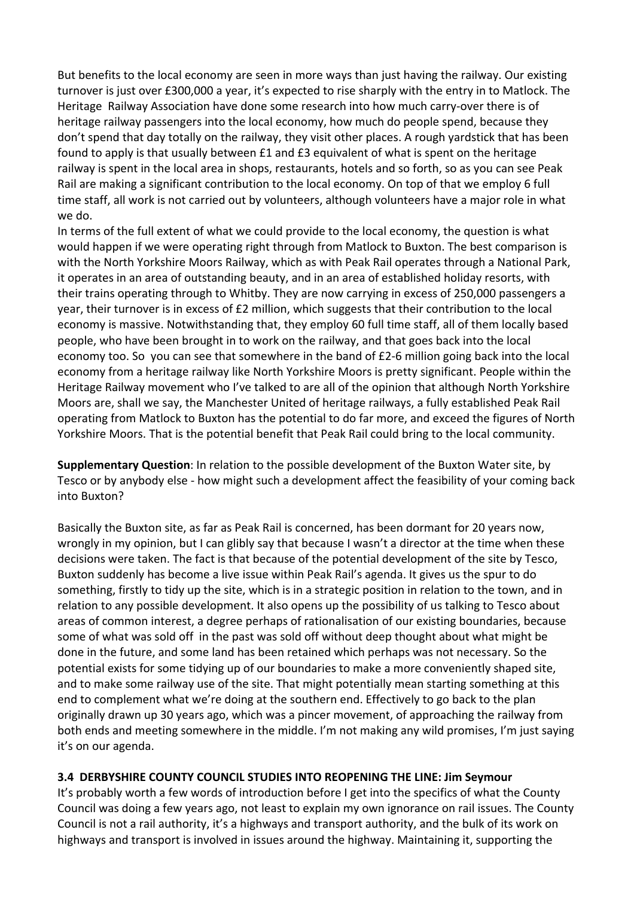But benefits to the local economy are seen in more ways than just having the railway. Our existing turnover is just over £300,000 a year, it's expected to rise sharply with the entry in to Matlock. The Heritage  Railway Association have done some research into how much carry-over there is of heritage railway passengers into the local economy, how much do people spend, because they don't spend that day totally on the railway, they visit other places. A rough yardstick that has been found to apply is that usually between £1 and £3 equivalent of what is spent on the heritage railway is spent in the local area in shops, restaurants, hotels and so forth, so as you can see Peak Rail are making a significant contribution to the local economy. On top of that we employ 6 full time staff, all work is not carried out by volunteers, although volunteers have a major role in what we do.

In terms of the full extent of what we could provide to the local economy, the question is what would happen if we were operating right through from Matlock to Buxton. The best comparison is with the North Yorkshire Moors Railway, which as with Peak Rail operates through a National Park, it operates in an area of outstanding beauty, and in an area of established holiday resorts, with their trains operating through to Whitby. They are now carrying in excess of 250,000 passengers a year, their turnover is in excess of £2 million, which suggests that their contribution to the local economy is massive. Notwithstanding that, they employ 60 full time staff, all of them locally based people, who have been brought in to work on the railway, and that goes back into the local economy too. So  you can see that somewhere in the band of £2-6 million going back into the local economy from a heritage railway like North Yorkshire Moors is pretty significant. People within the Heritage Railway movement who I've talked to are all of the opinion that although North Yorkshire Moors are, shall we say, the Manchester United of heritage railways, a fully established Peak Rail operating from Matlock to Buxton has the potential to do far more, and exceed the figures of North Yorkshire Moors. That is the potential benefit that Peak Rail could bring to the local community.

**Supplementary Question**: In relation to the possible development of the Buxton Water site, by Tesco or by anybody else - how might such a development affect the feasibility of your coming back into Buxton?

Basically the Buxton site, as far as Peak Rail is concerned, has been dormant for 20 years now, wrongly in my opinion, but I can glibly say that because I wasn't a director at the time when these decisions were taken. The fact is that because of the potential development of the site by Tesco, Buxton suddenly has become a live issue within Peak Rail's agenda. It gives us the spur to do something, firstly to tidy up the site, which is in a strategic position in relation to the town, and in relation to any possible development. It also opens up the possibility of us talking to Tesco about areas of common interest, a degree perhaps of rationalisation of our existing boundaries, because some of what was sold off  in the past was sold off without deep thought about what might be done in the future, and some land has been retained which perhaps was not necessary. So the potential exists for some tidying up of our boundaries to make a more conveniently shaped site, and to make some railway use of the site. That might potentially mean starting something at this end to complement what we're doing at the southern end. Effectively to go back to the plan originally drawn up 30 years ago, which was a pincer movement, of approaching the railway from both ends and meeting somewhere in the middle. I'm not making any wild promises, I'm just saying it's on our agenda.

### 3.4 DERBYSHIRE COUNTY COUNCIL STUDIES INTO REOPENING THE LINE: Jim Seymour

It's probably worth a few words of introduction before I get into the specifics of what the County Council was doing a few years ago, not least to explain my own ignorance on rail issues. The County Council is not a rail authority, it's a highways and transport authority, and the bulk of its work on highways and transport is involved in issues around the highway. Maintaining it, supporting the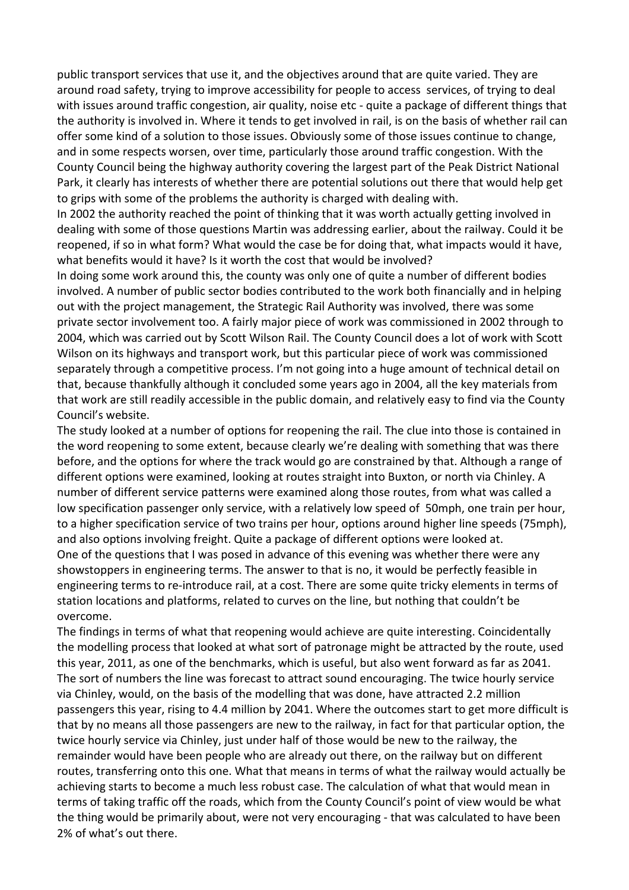public transport services that use it, and the objectives around that are quite varied. They are around road safety, trying to improve accessibility for people to access services, of trying to deal with issues around traffic congestion, air quality, noise etc - quite a package of different things that the authority is involved in. Where it tends to get involved in rail, is on the basis of whether rail can offer some kind of a solution to those issues. Obviously some of those issues continue to change, and in some respects worsen, over time, particularly those around traffic congestion. With the County Council being the highway authority covering the largest part of the Peak District National Park, it clearly has interests of whether there are potential solutions out there that would help get to grips with some of the problems the authority is charged with dealing with.

In 2002 the authority reached the point of thinking that it was worth actually getting involved in dealing with some of those questions Martin was addressing earlier, about the railway. Could it be reopened, if so in what form? What would the case be for doing that, what impacts would it have, what benefits would it have? Is it worth the cost that would be involved?

In doing some work around this, the county was only one of quite a number of different bodies involved. A number of public sector bodies contributed to the work both financially and in helping out with the project management, the Strategic Rail Authority was involved, there was some private sector involvement too. A fairly major piece of work was commissioned in 2002 through to 2004, which was carried out by Scott Wilson Rail. The County Council does a lot of work with Scott Wilson on its highways and transport work, but this particular piece of work was commissioned separately through a competitive process. I'm not going into a huge amount of technical detail on that, because thankfully although it concluded some years ago in 2004, all the key materials from that work are still readily accessible in the public domain, and relatively easy to find via the County Council's website.

The study looked at a number of options for reopening the rail. The clue into those is contained in the word reopening to some extent, because clearly we're dealing with something that was there before, and the options for where the track would go are constrained by that. Although a range of different options were examined, looking at routes straight into Buxton, or north via Chinley. A number of different service patterns were examined along those routes, from what was called a low specification passenger only service, with a relatively low speed of 50mph, one train per hour, to a higher specification service of two trains per hour, options around higher line speeds (75mph), and also options involving freight. Quite a package of different options were looked at.

One of the questions that I was posed in advance of this evening was whether there were any showstoppers in engineering terms. The answer to that is no, it would be perfectly feasible in engineering terms to re-introduce rail, at a cost. There are some quite tricky elements in terms of station locations and platforms, related to curves on the line, but nothing that couldn't be overcome.

The findings in terms of what that reopening would achieve are quite interesting. Coincidentally the modelling process that looked at what sort of patronage might be attracted by the route, used this year, 2011, as one of the benchmarks, which is useful, but also went forward as far as 2041. The sort of numbers the line was forecast to attract sound encouraging. The twice hourly service via Chinley, would, on the basis of the modelling that was done, have attracted 2.2 million passengers this year, rising to 4.4 million by 2041. Where the outcomes start to get more difficult is that by no means all those passengers are new to the railway, in fact for that particular option, the twice hourly service via Chinley, just under half of those would be new to the railway, the remainder would have been people who are already out there, on the railway but on different routes, transferring onto this one. What that means in terms of what the railway would actually be achieving starts to become a much less robust case. The calculation of what that would mean in terms of taking traffic off the roads, which from the County Council's point of view would be what the thing would be primarily about, were not very encouraging - that was calculated to have been 2% of what's out there.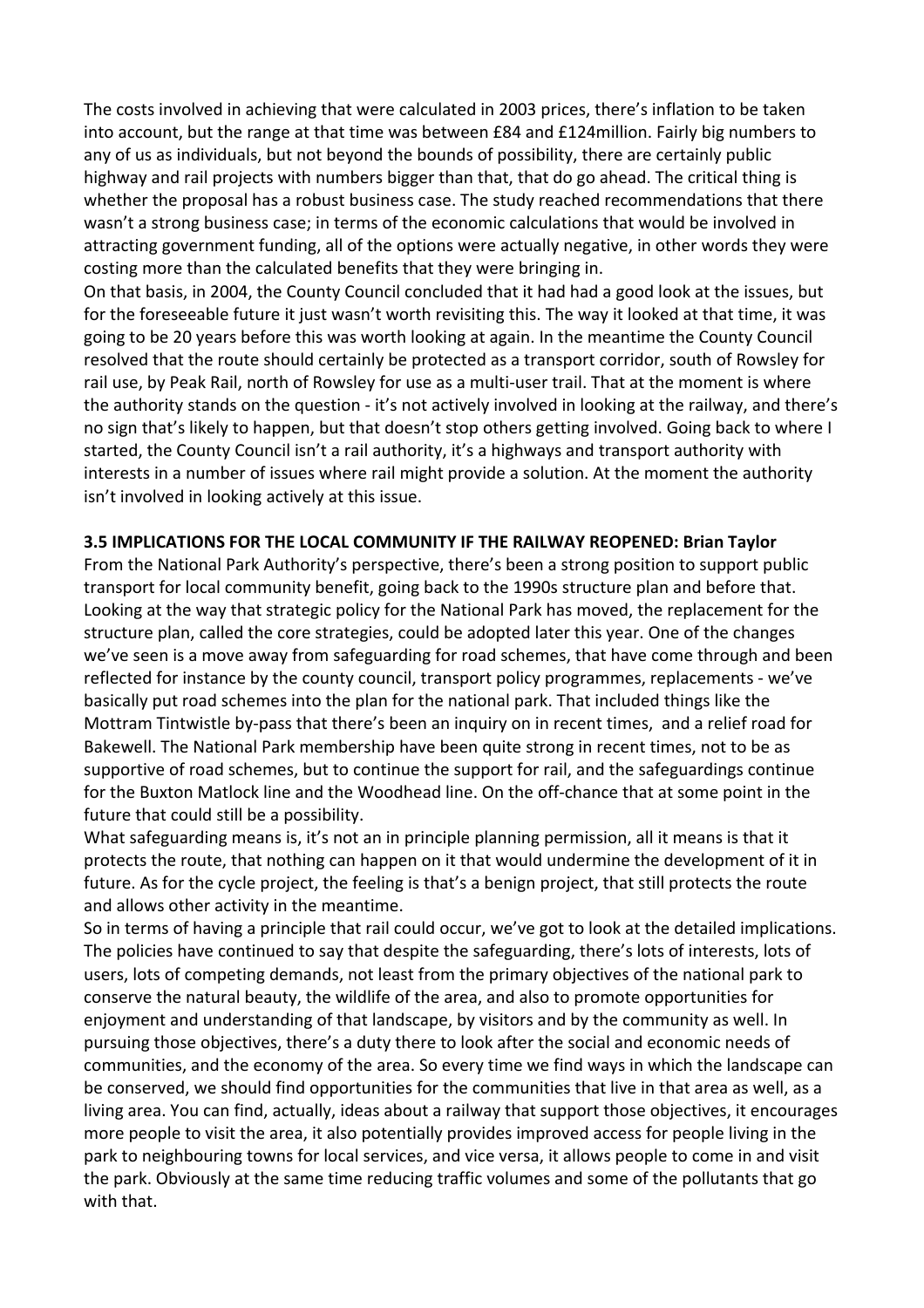The costs involved in achieving that were calculated in 2003 prices, there's inflation to be taken into account, but the range at that time was between £84 and £124million. Fairly big numbers to any of us as individuals, but not beyond the bounds of possibility, there are certainly public highway and rail projects with numbers bigger than that, that do go ahead. The critical thing is whether the proposal has a robust business case. The study reached recommendations that there wasn't a strong business case; in terms of the economic calculations that would be involved in attracting government funding, all of the options were actually negative, in other words they were costing more than the calculated benefits that they were bringing in.

On that basis, in 2004, the County Council concluded that it had had a good look at the issues, but for the foreseeable future it just wasn't worth revisiting this. The way it looked at that time, it was going to be 20 years before this was worth looking at again. In the meantime the County Council resolved that the route should certainly be protected as a transport corridor, south of Rowsley for rail use, by Peak Rail, north of Rowsley for use as a multi-user trail. That at the moment is where the authority stands on the question - it's not actively involved in looking at the railway, and there's no sign that's likely to happen, but that doesn't stop others getting involved. Going back to where I started, the County Council isn't a rail authority, it's a highways and transport authority with interests in a number of issues where rail might provide a solution. At the moment the authority isn't involved in looking actively at this issue.

### 3.5 IMPLICATIONS FOR THE LOCAL COMMUNITY IF THE RAILWAY REOPENED: Brian Taylor

From the National Park Authority's perspective, there's been a strong position to support public transport for local community benefit, going back to the 1990s structure plan and before that. Looking at the way that strategic policy for the National Park has moved, the replacement for the structure plan, called the core strategies, could be adopted later this year. One of the changes we've seen is a move away from safeguarding for road schemes, that have come through and been reflected for instance by the county council, transport policy programmes, replacements - we've basically put road schemes into the plan for the national park. That included things like the Mottram Tintwistle by-pass that there's been an inquiry on in recent times, and a relief road for Bakewell. The National Park membership have been quite strong in recent times, not to be as supportive of road schemes, but to continue the support for rail, and the safeguardings continue for the Buxton Matlock line and the Woodhead line. On the off-chance that at some point in the future that could still be a possibility.

What safeguarding means is, it's not an in principle planning permission, all it means is that it protects the route, that nothing can happen on it that would undermine the development of it in future. As for the cycle project, the feeling is that's a benign project, that still protects the route and allows other activity in the meantime.

So in terms of having a principle that rail could occur, we've got to look at the detailed implications. The policies have continued to say that despite the safeguarding, there's lots of interests, lots of users, lots of competing demands, not least from the primary objectives of the national park to conserve the natural beauty, the wildlife of the area, and also to promote opportunities for enjoyment and understanding of that landscape, by visitors and by the community as well. In pursuing those objectives, there's a duty there to look after the social and economic needs of communities, and the economy of the area. So every time we find ways in which the landscape can be conserved, we should find opportunities for the communities that live in that area as well, as a living area. You can find, actually, ideas about a railway that support those objectives, it encourages more people to visit the area, it also potentially provides improved access for people living in the park to neighbouring towns for local services, and vice versa, it allows people to come in and visit the park. Obviously at the same time reducing traffic volumes and some of the pollutants that go with that.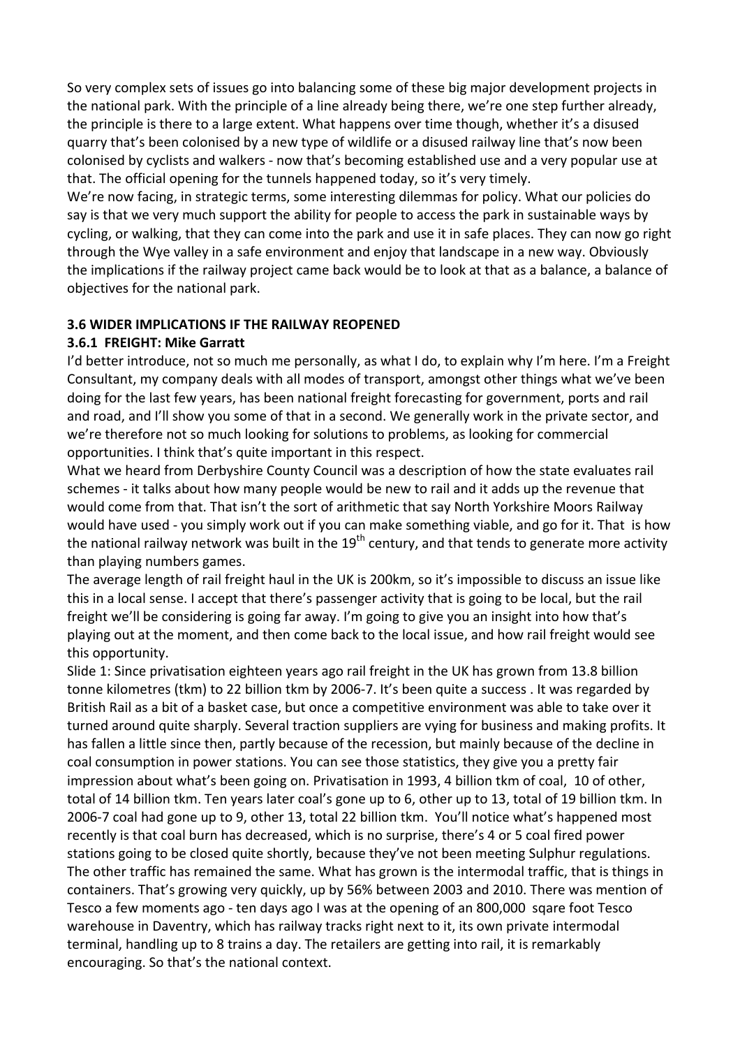So very complex sets of issues go into balancing some of these big major development projects in the national park. With the principle of a line already being there, we're one step further already, the principle is there to a large extent. What happens over time though, whether it's a disused quarry that's been colonised by a new type of wildlife or a disused railway line that's now been colonised by cyclists and walkers - now that's becoming established use and a very popular use at that. The official opening for the tunnels happened today, so it's very timely.

We're now facing, in strategic terms, some interesting dilemmas for policy. What our policies do say is that we very much support the ability for people to access the park in sustainable ways by cycling, or walking, that they can come into the park and use it in safe places. They can now go right through the Wye valley in a safe environment and enjoy that landscape in a new way. Obviously the implications if the railway project came back would be to look at that as a balance, a balance of objectives for the national park.

### 3.6 WIDER IMPLICATIONS IF THE RAILWAY REOPENED

#### 3.6.1 FREIGHT: Mike Garratt

I'd better introduce, not so much me personally, as what I do, to explain why I'm here. I'm a Freight Consultant, my company deals with all modes of transport, amongst other things what we've been doing for the last few years, has been national freight forecasting for government, ports and rail and road, and I'll show you some of that in a second. We generally work in the private sector, and we're therefore not so much looking for solutions to problems, as looking for commercial opportunities. I think that's quite important in this respect.

What we heard from Derbyshire County Council was a description of how the state evaluates rail schemes - it talks about how many people would be new to rail and it adds up the revenue that would come from that. That isn't the sort of arithmetic that say North Yorkshire Moors Railway would have used - you simply work out if you can make something viable, and go for it. That is how the national railway network was built in the 19th century, and that tends to generate more activity than playing numbers games.

The average length of rail freight haul in the UK is 200km, so it's impossible to discuss an issue like this in a local sense. I accept that there's passenger activity that is going to be local, but the rail freight we'll be considering is going far away. I'm going to give you an insight into how that's playing out at the moment, and then come back to the local issue, and how rail freight would see this opportunity.

Slide 1: Since privatisation eighteen years ago rail freight in the UK has grown from 13.8 billion tonne kilometres (tkm) to 22 billion tkm by 2006-7. It's been quite a success . It was regarded by British Rail as a bit of a basket case, but once a competitive environment was able to take over it turned around quite sharply. Several traction suppliers are vying for business and making profits. It has fallen a little since then, partly because of the recession, but mainly because of the decline in coal consumption in power stations. You can see those statistics, they give you a pretty fair impression about what's been going on. Privatisation in 1993, 4 billion tkm of coal, 10 of other, total of 14 billion tkm. Ten years later coal's gone up to 6, other up to 13, total of 19 billion tkm. In 2006-7 coal had gone up to 9, other 13, total 22 billion tkm. You'll notice what's happened most recently is that coal burn has decreased, which is no surprise, there's 4 or 5 coal fired power stations going to be closed quite shortly, because they've not been meeting Sulphur regulations. The other traffic has remained the same. What has grown is the intermodal traffic, that is things in containers. That's growing very quickly, up by 56% between 2003 and 2010. There was mention of Tesco a few moments ago - ten days ago I was at the opening of an 800,000 sqare foot Tesco warehouse in Daventry, which has railway tracks right next to it, its own private intermodal terminal, handling up to 8 trains a day. The retailers are getting into rail, it is remarkably encouraging. So that's the national context.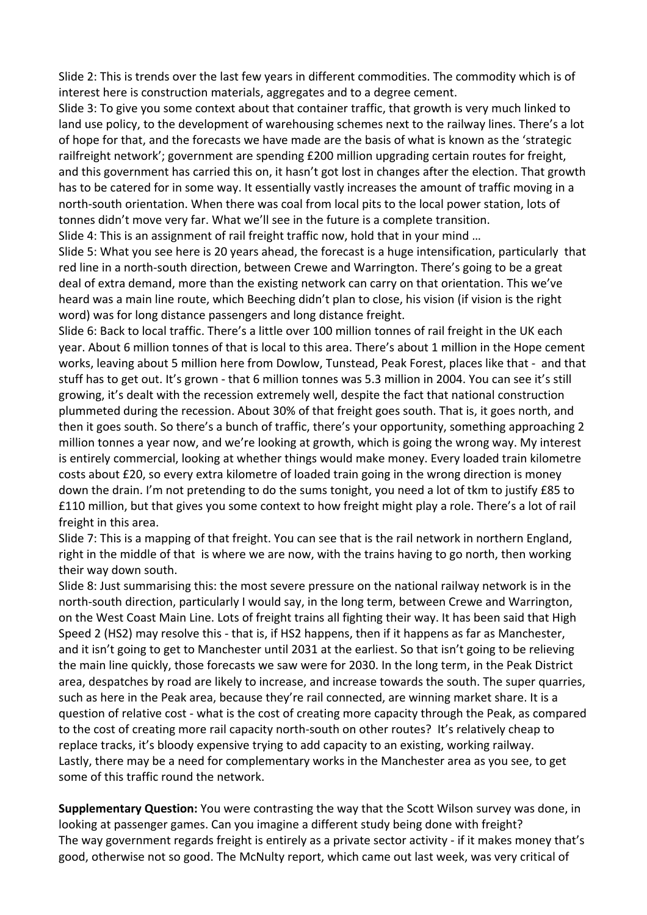Slide 2: This is trends over the last few years in different commodities. The commodity which is of interest here is construction materials, aggregates and to a degree cement.

Slide 3: To give you some context about that container traffic, that growth is very much linked to land use policy, to the development of warehousing schemes next to the railway lines. There's a lot of hope for that, and the forecasts we have made are the basis of what is known as the 'strategic railfreight network'; government are spending £200 million upgrading certain routes for freight, and this government has carried this on, it hasn't got lost in changes after the election. That growth has to be catered for in some way. It essentially vastly increases the amount of traffic moving in a north-south orientation. When there was coal from local pits to the local power station, lots of tonnes didn't move very far. What we'll see in the future is a complete transition.

Slide 4: This is an assignment of rail freight traffic now, hold that in your mind …

Slide 5: What you see here is 20 years ahead, the forecast is a huge intensification, particularly that red line in a north-south direction, between Crewe and Warrington. There's going to be a great deal of extra demand, more than the existing network can carry on that orientation. This we've heard was a main line route, which Beeching didn't plan to close, his vision (if vision is the right word) was for long distance passengers and long distance freight.

Slide 6: Back to local traffic. There's a little over 100 million tonnes of rail freight in the UK each year. About 6 million tonnes of that is local to this area. There's about 1 million in the Hope cement works, leaving about 5 million here from Dowlow, Tunstead, Peak Forest, places like that - and that stuff has to get out. It's grown - that 6 million tonnes was 5.3 million in 2004. You can see it's still growing, it's dealt with the recession extremely well, despite the fact that national construction plummeted during the recession. About 30% of that freight goes south. That is, it goes north, and then it goes south. So there's a bunch of traffic, there's your opportunity, something approaching 2 million tonnes a year now, and we're looking at growth, which is going the wrong way. My interest is entirely commercial, looking at whether things would make money. Every loaded train kilometre costs about £20, so every extra kilometre of loaded train going in the wrong direction is money down the drain. I'm not pretending to do the sums tonight, you need a lot of tkm to justify £85 to £110 million, but that gives you some context to how freight might play a role. There's a lot of rail freight in this area.

Slide 7: This is a mapping of that freight. You can see that is the rail network in northern England, right in the middle of that is where we are now, with the trains having to go north, then working their way down south.

Slide 8: Just summarising this: the most severe pressure on the national railway network is in the north-south direction, particularly I would say, in the long term, between Crewe and Warrington, on the West Coast Main Line. Lots of freight trains all fighting their way. It has been said that High Speed 2 (HS2) may resolve this - that is, if HS2 happens, then if it happens as far as Manchester, and it isn't going to get to Manchester until 2031 at the earliest. So that isn't going to be relieving the main line quickly, those forecasts we saw were for 2030. In the long term, in the Peak District area, despatches by road are likely to increase, and increase towards the south. The super quarries, such as here in the Peak area, because they're rail connected, are winning market share. It is a question of relative cost - what is the cost of creating more capacity through the Peak, as compared to the cost of creating more rail capacity north-south on other routes? It's relatively cheap to replace tracks, it's bloody expensive trying to add capacity to an existing, working railway. Lastly, there may be a need for complementary works in the Manchester area as you see, to get some of this traffic round the network.

**Supplementary Question:** You were contrasting the way that the Scott Wilson survey was done, in looking at passenger games. Can you imagine a different study being done with freight?

The way government regards freight is entirely as a private sector activity - if it makes money that's good, otherwise not so good. The McNulty report, which came out last week, was very critical of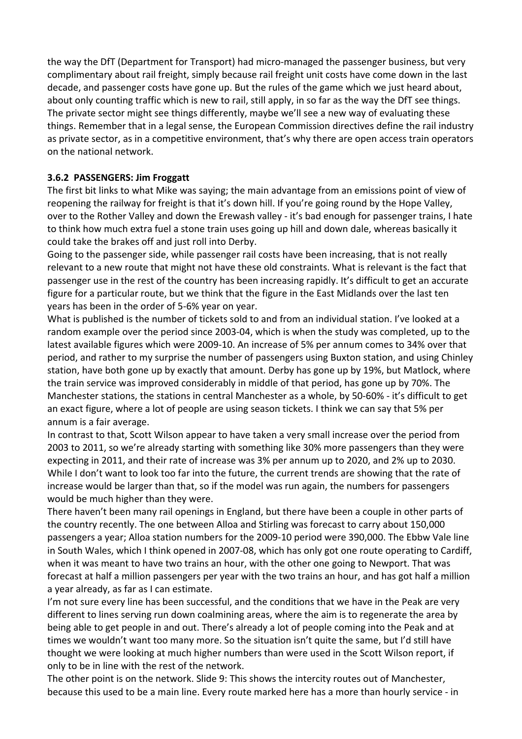the way the DfT (Department for Transport) had micro-managed the passenger business, but very complimentary about rail freight, simply because rail freight unit costs have come down in the last decade, and passenger costs have gone up. But the rules of the game which we just heard about, about only counting traffic which is new to rail, still apply, in so far as the way the DfT see things. The private sector might see things differently, maybe we'll see a new way of evaluating these things. Remember that in a legal sense, the European Commission directives define the rail industry as private sector, as in a competitive environment, that's why there are open access train operators on the national network.

### 3.6.2 PASSENGERS: Jim Froggatt

The first bit links to what Mike was saying; the main advantage from an emissions point of view of reopening the railway for freight is that it's down hill. If you're going round by the Hope Valley, over to the Rother Valley and down the Erewash valley - it's bad enough for passenger trains, I hate to think how much extra fuel a stone train uses going up hill and down dale, whereas basically it could take the brakes off and just roll into Derby.

Going to the passenger side, while passenger rail costs have been increasing, that is not really relevant to a new route that might not have these old constraints. What is relevant is the fact that passenger use in the rest of the country has been increasing rapidly. It's difficult to get an accurate figure for a particular route, but we think that the figure in the East Midlands over the last ten years has been in the order of 5-6% year on year.

What is published is the number of tickets sold to and from an individual station. I've looked at a random example over the period since 2003-04, which is when the study was completed, up to the latest available figures which were 2009-10. An increase of 5% per annum comes to 34% over that period, and rather to my surprise the number of passengers using Buxton station, and using Chinley station, have both gone up by exactly that amount. Derby has gone up by 19%, but Matlock, where the train service was improved considerably in middle of that period, has gone up by 70%. The Manchester stations, the stations in central Manchester as a whole, by 50-60% - it's difficult to get an exact figure, where a lot of people are using season tickets. I think we can say that 5% per annum is a fair average.

In contrast to that, Scott Wilson appear to have taken a very small increase over the period from 2003 to 2011, so we're already starting with something like 30% more passengers than they were expecting in 2011, and their rate of increase was 3% per annum up to 2020, and 2% up to 2030. While I don't want to look too far into the future, the current trends are showing that the rate of increase would be larger than that, so if the model was run again, the numbers for passengers would be much higher than they were.

There haven't been many rail openings in England, but there have been a couple in other parts of the country recently. The one between Alloa and Stirling was forecast to carry about 150,000 passengers a year; Alloa station numbers for the 2009-10 period were 390,000. The Ebbw Vale line in South Wales, which I think opened in 2007-08, which has only got one route operating to Cardiff, when it was meant to have two trains an hour, with the other one going to Newport. That was forecast at half a million passengers per year with the two trains an hour, and has got half a million a year already, as far as I can estimate.

I'm not sure every line has been successful, and the conditions that we have in the Peak are very different to lines serving run down coalmining areas, where the aim is to regenerate the area by being able to get people in and out. There's already a lot of people coming into the Peak and at times we wouldn't want too many more. So the situation isn't quite the same, but I'd still have thought we were looking at much higher numbers than were used in the Scott Wilson report, if only to be in line with the rest of the network.

The other point is on the network. Slide 9: This shows the intercity routes out of Manchester, because this used to be a main line. Every route marked here has a more than hourly service - in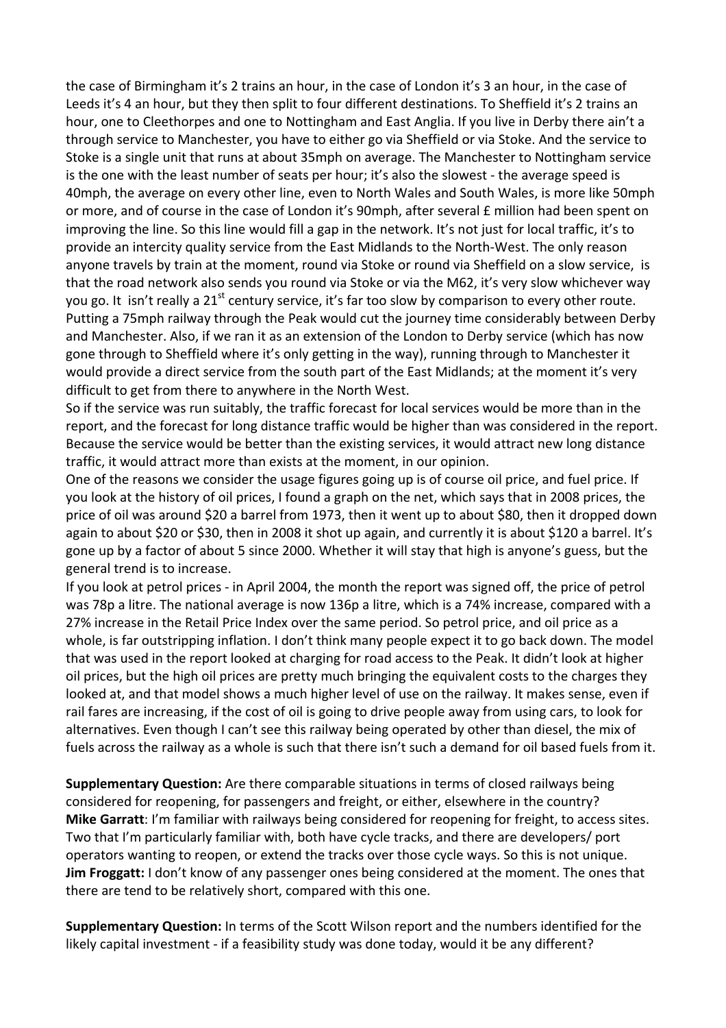the case of Birmingham it's 2 trains an hour, in the case of London it's 3 an hour, in the case of Leeds it's 4 an hour, but they then split to four different destinations. To Sheffield it's 2 trains an hour, one to Cleethorpes and one to Nottingham and East Anglia. If you live in Derby there ain't a through service to Manchester, you have to either go via Sheffield or via Stoke. And the service to Stoke is a single unit that runs at about 35mph on average. The Manchester to Nottingham service is the one with the least number of seats per hour; it's also the slowest - the average speed is 40mph, the average on every other line, even to North Wales and South Wales, is more like 50mph or more, and of course in the case of London it's 90mph, after several £ million had been spent on improving the line. So this line would fill a gap in the network. It's not just for local traffic, it's to provide an intercity quality service from the East Midlands to the North-West. The only reason anyone travels by train at the moment, round via Stoke or round via Sheffield on a slow service, is that the road network also sends you round via Stoke or via the M62, it's very slow whichever way you go. It isn't really a 21st century service, it's far too slow by comparison to every other route. Putting a 75mph railway through the Peak would cut the journey time considerably between Derby and Manchester. Also, if we ran it as an extension of the London to Derby service (which has now gone through to Sheffield where it's only getting in the way), running through to Manchester it would provide a direct service from the south part of the East Midlands; at the moment it's very difficult to get from there to anywhere in the North West.

So if the service was run suitably, the traffic forecast for local services would be more than in the report, and the forecast for long distance traffic would be higher than was considered in the report. Because the service would be better than the existing services, it would attract new long distance traffic, it would attract more than exists at the moment, in our opinion.

One of the reasons we consider the usage figures going up is of course oil price, and fuel price. If you look at the history of oil prices, I found a graph on the net, which says that in 2008 prices, the price of oil was around $20 a barrel from 1973, then it went up to about $80, then it dropped down again to about $20 or $30, then in 2008 it shot up again, and currently it is about $120 a barrel. It's gone up by a factor of about 5 since 2000. Whether it will stay that high is anyone's guess, but the general trend is to increase.

If you look at petrol prices - in April 2004, the month the report was signed off, the price of petrol was 78p a litre. The national average is now 136p a litre, which is a 74% increase, compared with a 27% increase in the Retail Price Index over the same period. So petrol price, and oil price as a whole, is far outstripping inflation. I don't think many people expect it to go back down. The model that was used in the report looked at charging for road access to the Peak. It didn't look at higher oil prices, but the high oil prices are pretty much bringing the equivalent costs to the charges they looked at, and that model shows a much higher level of use on the railway. It makes sense, even if rail fares are increasing, if the cost of oil is going to drive people away from using cars, to look for alternatives. Even though I can't see this railway being operated by other than diesel, the mix of fuels across the railway as a whole is such that there isn't such a demand for oil based fuels from it.

**Supplementary Question:** Are there comparable situations in terms of closed railways being considered for reopening, for passengers and freight, or either, elsewhere in the country?

**Mike Garratt**: I'm familiar with railways being considered for reopening for freight, to access sites. Two that I'm particularly familiar with, both have cycle tracks, and there are developers/ port operators wanting to reopen, or extend the tracks over those cycle ways. So this is not unique.

**Jim Froggatt:** I don't know of any passenger ones being considered at the moment. The ones that there are tend to be relatively short, compared with this one.

**Supplementary Question:** In terms of the Scott Wilson report and the numbers identified for the likely capital investment - if a feasibility study was done today, would it be any different?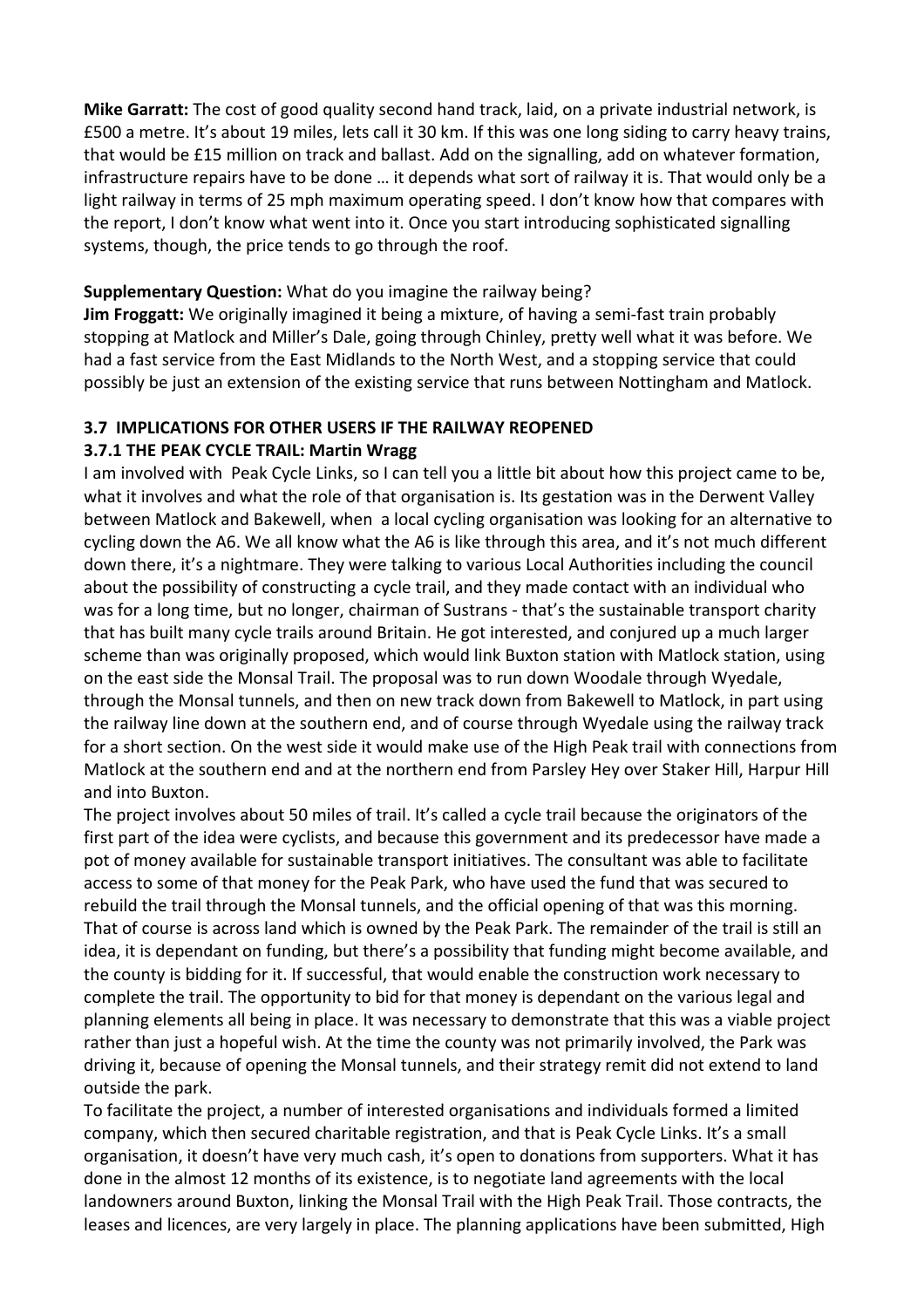**Mike Garratt:** The cost of good quality second hand track, laid, on a private industrial network, is £500 a metre. It's about 19 miles, lets call it 30 km. If this was one long siding to carry heavy trains, that would be £15 million on track and ballast. Add on the signalling, add on whatever formation, infrastructure repairs have to be done … it depends what sort of railway it is. That would only be a light railway in terms of 25 mph maximum operating speed. I don't know how that compares with the report, I don't know what went into it. Once you start introducing sophisticated signalling systems, though, the price tends to go through the roof.

**Supplementary Question:** What do you imagine the railway being?
**Jim Froggatt:** We originally imagined it being a mixture, of having a semi-fast train probably stopping at Matlock and Miller's Dale, going through Chinley, pretty well what it was before. We had a fast service from the East Midlands to the North West, and a stopping service that could possibly be just an extension of the existing service that runs between Nottingham and Matlock.

### 3.7 IMPLICATIONS FOR OTHER USERS IF THE RAILWAY REOPENED

#### 3.7.1 THE PEAK CYCLE TRAIL: Martin Wragg

I am involved with Peak Cycle Links, so I can tell you a little bit about how this project came to be, what it involves and what the role of that organisation is. Its gestation was in the Derwent Valley between Matlock and Bakewell, when a local cycling organisation was looking for an alternative to cycling down the A6. We all know what the A6 is like through this area, and it's not much different down there, it's a nightmare. They were talking to various Local Authorities including the council about the possibility of constructing a cycle trail, and they made contact with an individual who was for a long time, but no longer, chairman of Sustrans - that's the sustainable transport charity that has built many cycle trails around Britain. He got interested, and conjured up a much larger scheme than was originally proposed, which would link Buxton station with Matlock station, using on the east side the Monsal Trail. The proposal was to run down Woodale through Wyedale, through the Monsal tunnels, and then on new track down from Bakewell to Matlock, in part using the railway line down at the southern end, and of course through Wyedale using the railway track for a short section. On the west side it would make use of the High Peak trail with connections from Matlock at the southern end and at the northern end from Parsley Hey over Staker Hill, Harpur Hill and into Buxton.

The project involves about 50 miles of trail. It's called a cycle trail because the originators of the first part of the idea were cyclists, and because this government and its predecessor have made a pot of money available for sustainable transport initiatives. The consultant was able to facilitate access to some of that money for the Peak Park, who have used the fund that was secured to rebuild the trail through the Monsal tunnels, and the official opening of that was this morning. That of course is across land which is owned by the Peak Park. The remainder of the trail is still an idea, it is dependant on funding, but there's a possibility that funding might become available, and the county is bidding for it. If successful, that would enable the construction work necessary to complete the trail. The opportunity to bid for that money is dependant on the various legal and planning elements all being in place. It was necessary to demonstrate that this was a viable project rather than just a hopeful wish. At the time the county was not primarily involved, the Park was driving it, because of opening the Monsal tunnels, and their strategy remit did not extend to land outside the park.

To facilitate the project, a number of interested organisations and individuals formed a limited company, which then secured charitable registration, and that is Peak Cycle Links. It's a small organisation, it doesn't have very much cash, it's open to donations from supporters. What it has done in the almost 12 months of its existence, is to negotiate land agreements with the local landowners around Buxton, linking the Monsal Trail with the High Peak Trail. Those contracts, the leases and licences, are very largely in place. The planning applications have been submitted, High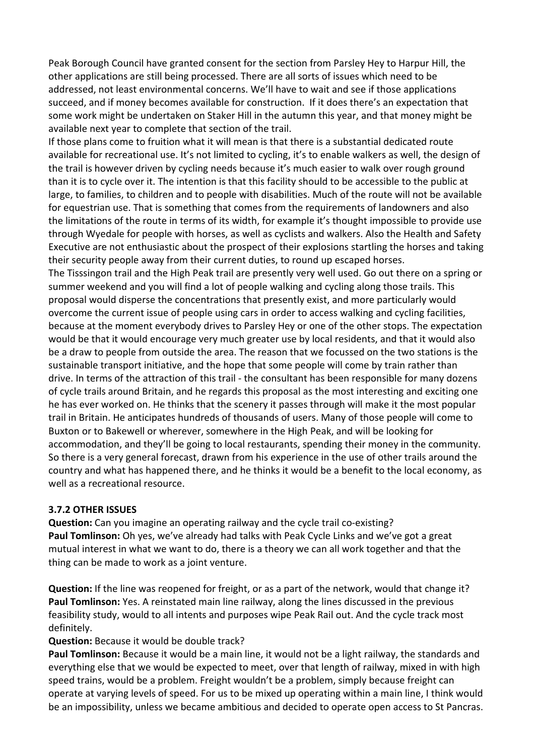Peak Borough Council have granted consent for the section from Parsley Hey to Harpur Hill, the other applications are still being processed. There are all sorts of issues which need to be addressed, not least environmental concerns. We'll have to wait and see if those applications succeed, and if money becomes available for construction. If it does there's an expectation that some work might be undertaken on Staker Hill in the autumn this year, and that money might be available next year to complete that section of the trail.

If those plans come to fruition what it will mean is that there is a substantial dedicated route available for recreational use. It's not limited to cycling, it's to enable walkers as well, the design of the trail is however driven by cycling needs because it's much easier to walk over rough ground than it is to cycle over it. The intention is that this facility should to be accessible to the public at large, to families, to children and to people with disabilities. Much of the route will not be available for equestrian use. That is something that comes from the requirements of landowners and also the limitations of the route in terms of its width, for example it's thought impossible to provide use through Wyedale for people with horses, as well as cyclists and walkers. Also the Health and Safety Executive are not enthusiastic about the prospect of their explosions startling the horses and taking their security people away from their current duties, to round up escaped horses.

The Tisssingon trail and the High Peak trail are presently very well used. Go out there on a spring or summer weekend and you will find a lot of people walking and cycling along those trails. This proposal would disperse the concentrations that presently exist, and more particularly would overcome the current issue of people using cars in order to access walking and cycling facilities, because at the moment everybody drives to Parsley Hey or one of the other stops. The expectation would be that it would encourage very much greater use by local residents, and that it would also be a draw to people from outside the area. The reason that we focussed on the two stations is the sustainable transport initiative, and the hope that some people will come by train rather than drive. In terms of the attraction of this trail - the consultant has been responsible for many dozens of cycle trails around Britain, and he regards this proposal as the most interesting and exciting one he has ever worked on. He thinks that the scenery it passes through will make it the most popular trail in Britain. He anticipates hundreds of thousands of users. Many of those people will come to Buxton or to Bakewell or wherever, somewhere in the High Peak, and will be looking for accommodation, and they'll be going to local restaurants, spending their money in the community. So there is a very general forecast, drawn from his experience in the use of other trails around the country and what has happened there, and he thinks it would be a benefit to the local economy, as well as a recreational resource.

### 3.7.2 OTHER ISSUES

**Question:** Can you imagine an operating railway and the cycle trail co-existing?
**Paul Tomlinson:** Oh yes, we've already had talks with Peak Cycle Links and we've got a great mutual interest in what we want to do, there is a theory we can all work together and that the thing can be made to work as a joint venture.

**Question:** If the line was reopened for freight, or as a part of the network, would that change it?
**Paul Tomlinson:** Yes. A reinstated main line railway, along the lines discussed in the previous feasibility study, would to all intents and purposes wipe Peak Rail out. And the cycle track most definitely.

**Question:** Because it would be double track?
**Paul Tomlinson:** Because it would be a main line, it would not be a light railway, the standards and everything else that we would be expected to meet, over that length of railway, mixed in with high speed trains, would be a problem. Freight wouldn't be a problem, simply because freight can operate at varying levels of speed. For us to be mixed up operating within a main line, I think would be an impossibility, unless we became ambitious and decided to operate open access to St Pancras.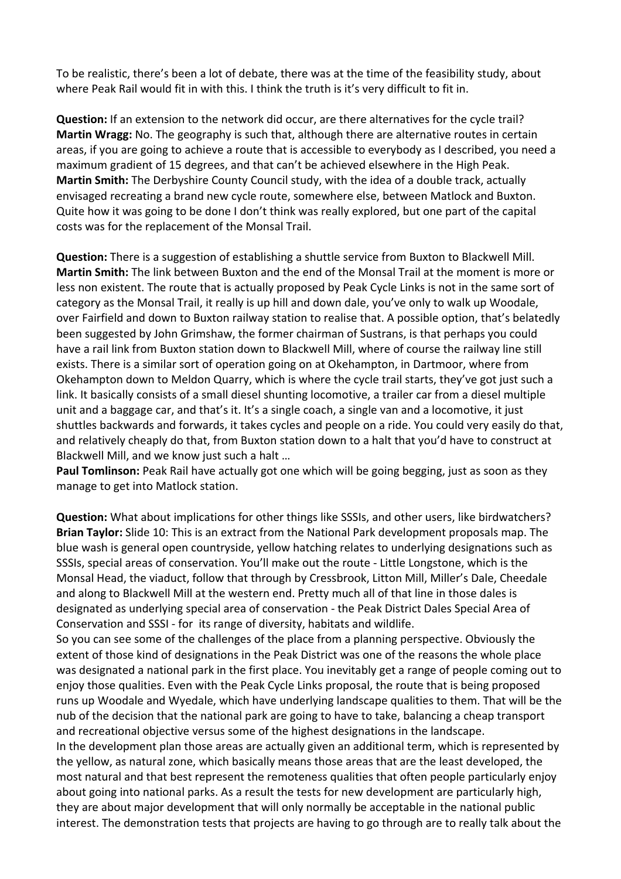To be realistic, there's been a lot of debate, there was at the time of the feasibility study, about where Peak Rail would fit in with this. I think the truth is it's very difficult to fit in.

**Question:** If an extension to the network did occur, are there alternatives for the cycle trail?
**Martin Wragg:** No. The geography is such that, although there are alternative routes in certain areas, if you are going to achieve a route that is accessible to everybody as I described, you need a maximum gradient of 15 degrees, and that can't be achieved elsewhere in the High Peak.
**Martin Smith:** The Derbyshire County Council study, with the idea of a double track, actually envisaged recreating a brand new cycle route, somewhere else, between Matlock and Buxton. Quite how it was going to be done I don't think was really explored, but one part of the capital costs was for the replacement of the Monsal Trail.

**Question:** There is a suggestion of establishing a shuttle service from Buxton to Blackwell Mill.
**Martin Smith:** The link between Buxton and the end of the Monsal Trail at the moment is more or less non existent. The route that is actually proposed by Peak Cycle Links is not in the same sort of category as the Monsal Trail, it really is up hill and down dale, you've only to walk up Woodale, over Fairfield and down to Buxton railway station to realise that. A possible option, that's belatedly been suggested by John Grimshaw, the former chairman of Sustrans, is that perhaps you could have a rail link from Buxton station down to Blackwell Mill, where of course the railway line still exists. There is a similar sort of operation going on at Okehampton, in Dartmoor, where from Okehampton down to Meldon Quarry, which is where the cycle trail starts, they've got just such a link. It basically consists of a small diesel shunting locomotive, a trailer car from a diesel multiple unit and a baggage car, and that's it. It's a single coach, a single van and a locomotive, it just shuttles backwards and forwards, it takes cycles and people on a ride. You could very easily do that, and relatively cheaply do that, from Buxton station down to a halt that you'd have to construct at Blackwell Mill, and we know just such a halt …
**Paul Tomlinson:** Peak Rail have actually got one which will be going begging, just as soon as they manage to get into Matlock station.

**Question:** What about implications for other things like SSSIs, and other users, like birdwatchers?
**Brian Taylor:** Slide 10: This is an extract from the National Park development proposals map. The blue wash is general open countryside, yellow hatching relates to underlying designations such as SSSIs, special areas of conservation. You'll make out the route - Little Longstone, which is the Monsal Head, the viaduct, follow that through by Cressbrook, Litton Mill, Miller's Dale, Cheedale and along to Blackwell Mill at the western end. Pretty much all of that line in those dales is designated as underlying special area of conservation - the Peak District Dales Special Area of Conservation and SSSI - for its range of diversity, habitats and wildlife.
So you can see some of the challenges of the place from a planning perspective. Obviously the extent of those kind of designations in the Peak District was one of the reasons the whole place was designated a national park in the first place. You inevitably get a range of people coming out to enjoy those qualities. Even with the Peak Cycle Links proposal, the route that is being proposed runs up Woodale and Wyedale, which have underlying landscape qualities to them. That will be the nub of the decision that the national park are going to have to take, balancing a cheap transport and recreational objective versus some of the highest designations in the landscape.
In the development plan those areas are actually given an additional term, which is represented by the yellow, as natural zone, which basically means those areas that are the least developed, the most natural and that best represent the remoteness qualities that often people particularly enjoy about going into national parks. As a result the tests for new development are particularly high, they are about major development that will only normally be acceptable in the national public interest. The demonstration tests that projects are having to go through are to really talk about the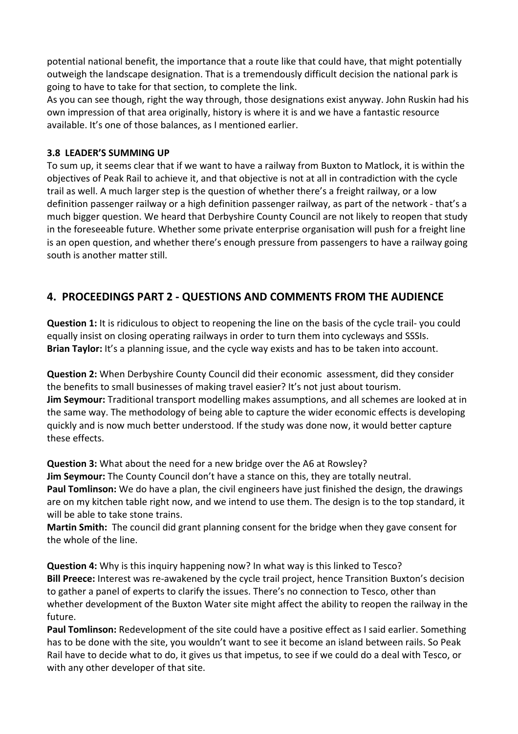potential national benefit, the importance that a route like that could have, that might potentially outweigh the landscape designation. That is a tremendously difficult decision the national park is going to have to take for that section, to complete the link.
As you can see though, right the way through, those designations exist anyway. John Ruskin had his own impression of that area originally, history is where it is and we have a fantastic resource available. It's one of those balances, as I mentioned earlier.

### 3.8 LEADER'S SUMMING UP

To sum up, it seems clear that if we want to have a railway from Buxton to Matlock, it is within the objectives of Peak Rail to achieve it, and that objective is not at all in contradiction with the cycle trail as well. A much larger step is the question of whether there's a freight railway, or a low definition passenger railway or a high definition passenger railway, as part of the network - that's a much bigger question. We heard that Derbyshire County Council are not likely to reopen that study in the foreseeable future. Whether some private enterprise organisation will push for a freight line is an open question, and whether there's enough pressure from passengers to have a railway going south is another matter still.

## 4. PROCEEDINGS PART 2 - QUESTIONS AND COMMENTS FROM THE AUDIENCE

**Question 1:** It is ridiculous to object to reopening the line on the basis of the cycle trail- you could equally insist on closing operating railways in order to turn them into cycleways and SSSIs.
**Brian Taylor:** It's a planning issue, and the cycle way exists and has to be taken into account.

**Question 2:** When Derbyshire County Council did their economic assessment, did they consider the benefits to small businesses of making travel easier? It's not just about tourism.
**Jim Seymour:** Traditional transport modelling makes assumptions, and all schemes are looked at in the same way. The methodology of being able to capture the wider economic effects is developing quickly and is now much better understood. If the study was done now, it would better capture these effects.

**Question 3:** What about the need for a new bridge over the A6 at Rowsley?
**Jim Seymour:** The County Council don't have a stance on this, they are totally neutral.
**Paul Tomlinson:** We do have a plan, the civil engineers have just finished the design, the drawings are on my kitchen table right now, and we intend to use them. The design is to the top standard, it will be able to take stone trains.
**Martin Smith:** The council did grant planning consent for the bridge when they gave consent for the whole of the line.

**Question 4:** Why is this inquiry happening now? In what way is this linked to Tesco?
**Bill Preece:** Interest was re-awakened by the cycle trail project, hence Transition Buxton's decision to gather a panel of experts to clarify the issues. There's no connection to Tesco, other than whether development of the Buxton Water site might affect the ability to reopen the railway in the future.
**Paul Tomlinson:** Redevelopment of the site could have a positive effect as I said earlier. Something has to be done with the site, you wouldn't want to see it become an island between rails. So Peak Rail have to decide what to do, it gives us that impetus, to see if we could do a deal with Tesco, or with any other developer of that site.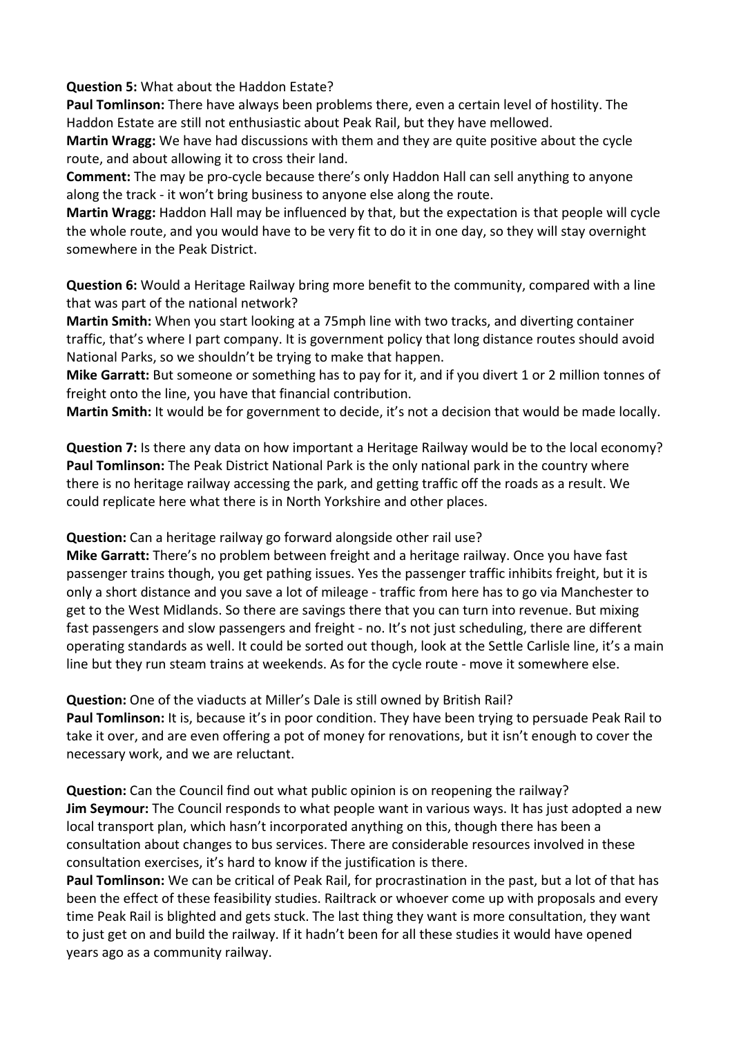**Question 5:** What about the Haddon Estate?

**Paul Tomlinson:** There have always been problems there, even a certain level of hostility. The Haddon Estate are still not enthusiastic about Peak Rail, but they have mellowed.

**Martin Wragg:** We have had discussions with them and they are quite positive about the cycle route, and about allowing it to cross their land.

**Comment:** The may be pro-cycle because there's only Haddon Hall can sell anything to anyone along the track - it won't bring business to anyone else along the route.

**Martin Wragg:** Haddon Hall may be influenced by that, but the expectation is that people will cycle the whole route, and you would have to be very fit to do it in one day, so they will stay overnight somewhere in the Peak District.

**Question 6:** Would a Heritage Railway bring more benefit to the community, compared with a line that was part of the national network?

**Martin Smith:** When you start looking at a 75mph line with two tracks, and diverting container traffic, that's where I part company. It is government policy that long distance routes should avoid National Parks, so we shouldn't be trying to make that happen.

**Mike Garratt:** But someone or something has to pay for it, and if you divert 1 or 2 million tonnes of freight onto the line, you have that financial contribution.

**Martin Smith:** It would be for government to decide, it's not a decision that would be made locally.

**Question 7:** Is there any data on how important a Heritage Railway would be to the local economy?

**Paul Tomlinson:** The Peak District National Park is the only national park in the country where there is no heritage railway accessing the park, and getting traffic off the roads as a result. We could replicate here what there is in North Yorkshire and other places.

**Question:** Can a heritage railway go forward alongside other rail use?

**Mike Garratt:** There's no problem between freight and a heritage railway. Once you have fast passenger trains though, you get pathing issues. Yes the passenger traffic inhibits freight, but it is only a short distance and you save a lot of mileage - traffic from here has to go via Manchester to get to the West Midlands. So there are savings there that you can turn into revenue. But mixing fast passengers and slow passengers and freight - no. It's not just scheduling, there are different operating standards as well. It could be sorted out though, look at the Settle Carlisle line, it's a main line but they run steam trains at weekends. As for the cycle route - move it somewhere else.

**Question:** One of the viaducts at Miller's Dale is still owned by British Rail?

**Paul Tomlinson:** It is, because it's in poor condition. They have been trying to persuade Peak Rail to take it over, and are even offering a pot of money for renovations, but it isn't enough to cover the necessary work, and we are reluctant.

**Question:** Can the Council find out what public opinion is on reopening the railway?

**Jim Seymour:** The Council responds to what people want in various ways. It has just adopted a new local transport plan, which hasn't incorporated anything on this, though there has been a consultation about changes to bus services. There are considerable resources involved in these consultation exercises, it's hard to know if the justification is there.

**Paul Tomlinson:** We can be critical of Peak Rail, for procrastination in the past, but a lot of that has been the effect of these feasibility studies. Railtrack or whoever come up with proposals and every time Peak Rail is blighted and gets stuck. The last thing they want is more consultation, they want to just get on and build the railway. If it hadn't been for all these studies it would have opened years ago as a community railway.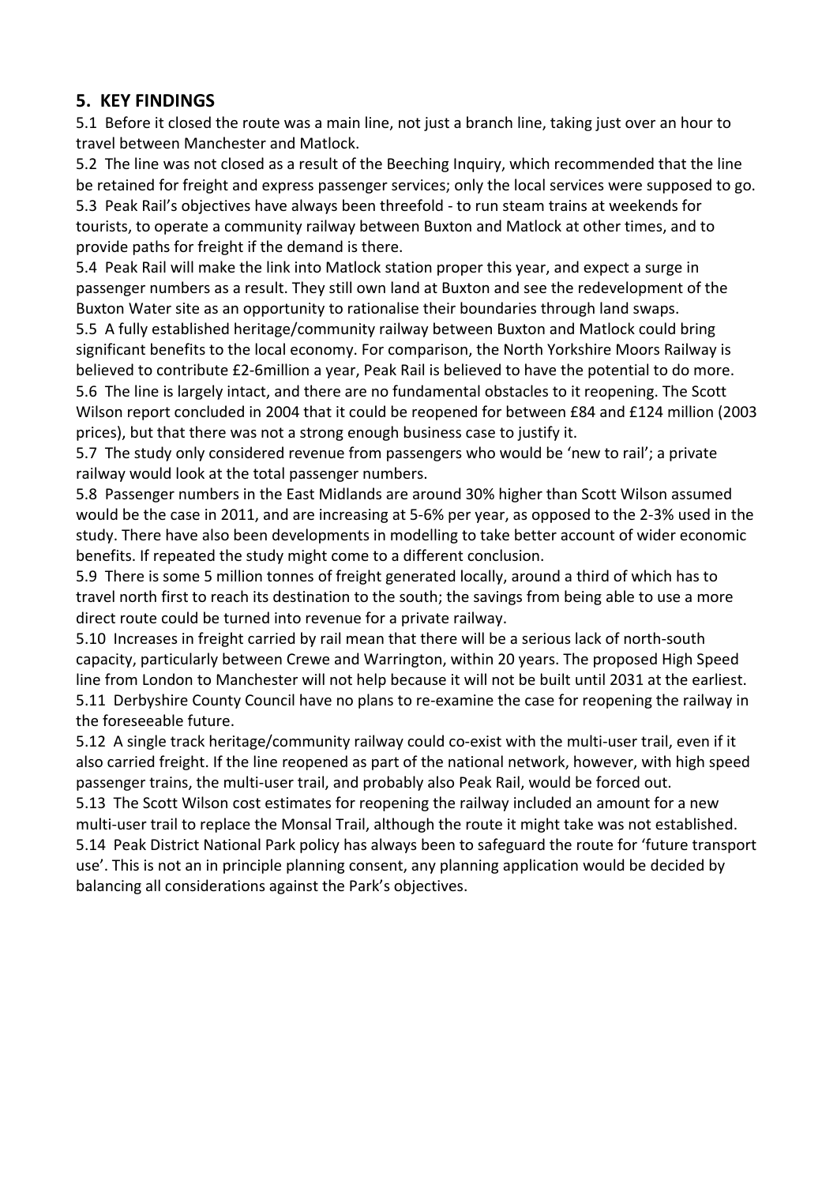## 5. KEY FINDINGS

5.1 Before it closed the route was a main line, not just a branch line, taking just over an hour to travel between Manchester and Matlock.

5.2 The line was not closed as a result of the Beeching Inquiry, which recommended that the line be retained for freight and express passenger services; only the local services were supposed to go.

5.3 Peak Rail's objectives have always been threefold - to run steam trains at weekends for tourists, to operate a community railway between Buxton and Matlock at other times, and to provide paths for freight if the demand is there.

5.4 Peak Rail will make the link into Matlock station proper this year, and expect a surge in passenger numbers as a result. They still own land at Buxton and see the redevelopment of the Buxton Water site as an opportunity to rationalise their boundaries through land swaps.

5.5 A fully established heritage/community railway between Buxton and Matlock could bring significant benefits to the local economy. For comparison, the North Yorkshire Moors Railway is believed to contribute £2-6million a year, Peak Rail is believed to have the potential to do more.

5.6 The line is largely intact, and there are no fundamental obstacles to it reopening. The Scott Wilson report concluded in 2004 that it could be reopened for between £84 and £124 million (2003 prices), but that there was not a strong enough business case to justify it.

5.7 The study only considered revenue from passengers who would be 'new to rail'; a private railway would look at the total passenger numbers.

5.8 Passenger numbers in the East Midlands are around 30% higher than Scott Wilson assumed would be the case in 2011, and are increasing at 5-6% per year, as opposed to the 2-3% used in the study. There have also been developments in modelling to take better account of wider economic benefits. If repeated the study might come to a different conclusion.

5.9 There is some 5 million tonnes of freight generated locally, around a third of which has to travel north first to reach its destination to the south; the savings from being able to use a more direct route could be turned into revenue for a private railway.

5.10 Increases in freight carried by rail mean that there will be a serious lack of north-south capacity, particularly between Crewe and Warrington, within 20 years. The proposed High Speed line from London to Manchester will not help because it will not be built until 2031 at the earliest.

5.11 Derbyshire County Council have no plans to re-examine the case for reopening the railway in the foreseeable future.

5.12 A single track heritage/community railway could co-exist with the multi-user trail, even if it also carried freight. If the line reopened as part of the national network, however, with high speed passenger trains, the multi-user trail, and probably also Peak Rail, would be forced out.

5.13 The Scott Wilson cost estimates for reopening the railway included an amount for a new multi-user trail to replace the Monsal Trail, although the route it might take was not established.

5.14 Peak District National Park policy has always been to safeguard the route for 'future transport use'. This is not an in principle planning consent, any planning application would be decided by balancing all considerations against the Park's objectives.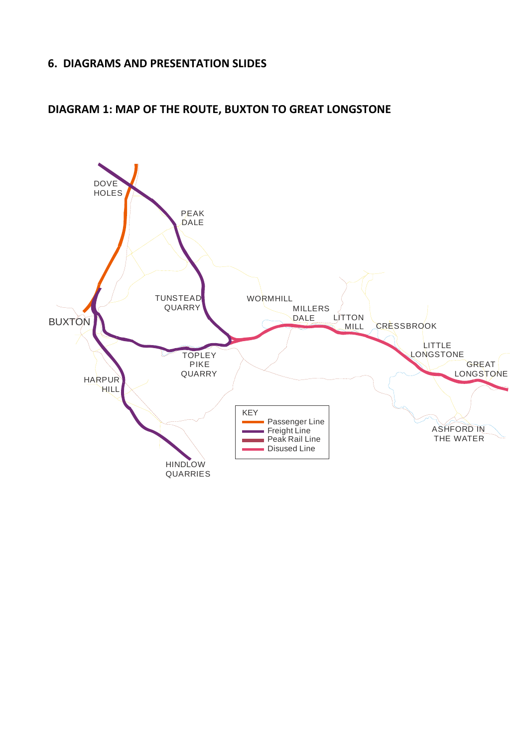## 6. DIAGRAMS AND PRESENTATION SLIDES

### DIAGRAM 1: MAP OF THE ROUTE, BUXTON TO GREAT LONGSTONE

DOVE HOLES

PEAK DALE

TUNSTEAD QUARRY

WORMHILL

MILLERS DALE

LITTON MILL

CRESSBROOK

BUXTON

TOPLEY PIKE QUARRY

LITTLE LONGSTONE

GREAT LONGSTONE

HARPUR HILL

ASHFORD IN THE WATER

HINDLOW QUARRIES

KEY
- Passenger Line
- Freight Line
- Peak Rail Line
- Disused Line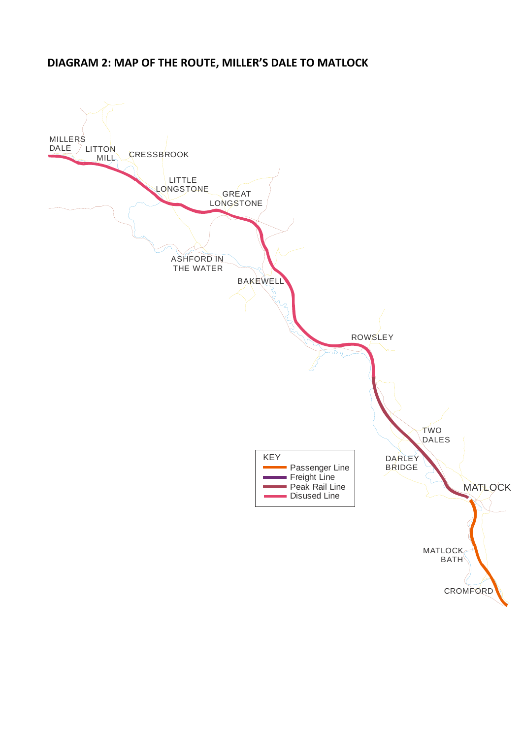## DIAGRAM 2: MAP OF THE ROUTE, MILLER'S DALE TO MATLOCK

MILLERS DALE

LITTON MILL

CRESSBROOK

LITTLE LONGSTONE

GREAT LONGSTONE

ASHFORD IN THE WATER

BAKEWELL

ROWSLEY

TWO DALES

DARLEY BRIDGE

MATLOCK

MATLOCK BATH

CROMFORD

KEY

- Passenger Line
- Freight Line
- Peak Rail Line
- Disused Line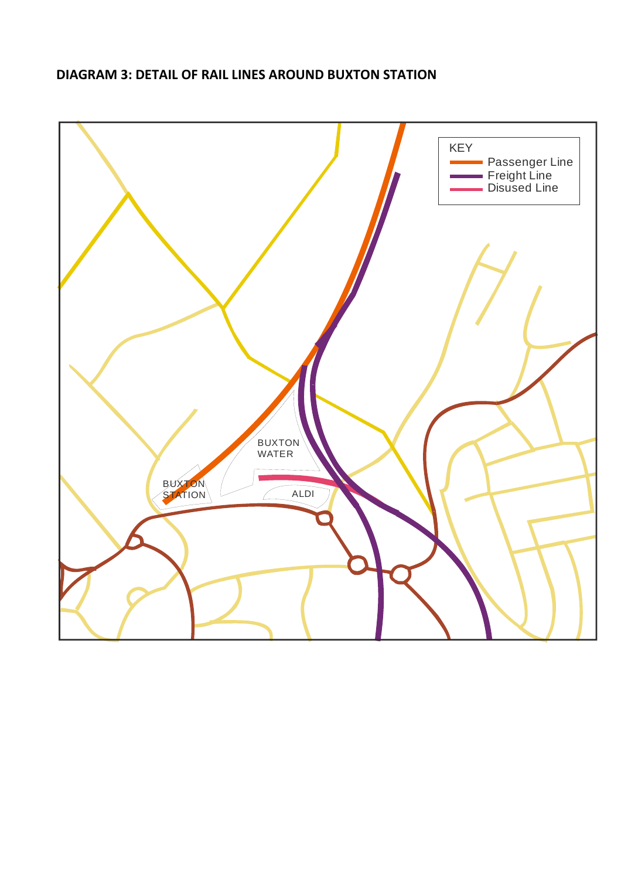**DIAGRAM 3: DETAIL OF RAIL LINES AROUND BUXTON STATION**

KEY
- Passenger Line
- Freight Line
- Disused Line

BUXTON WATER

BUXTON STATION

ALDI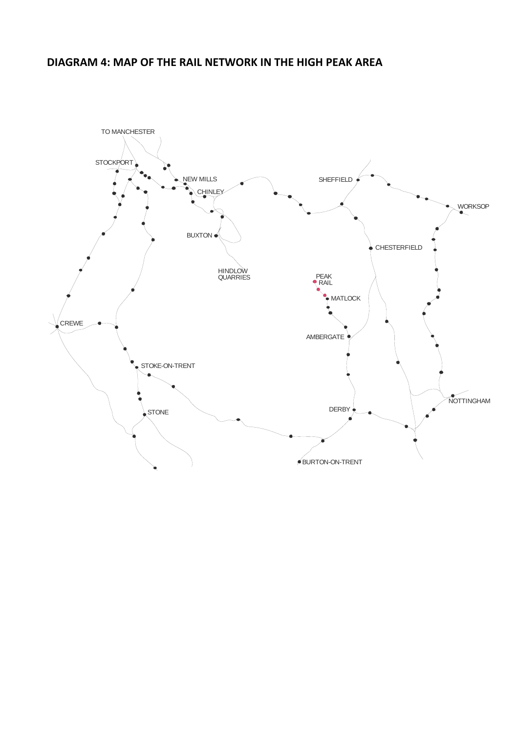## DIAGRAM 4: MAP OF THE RAIL NETWORK IN THE HIGH PEAK AREA

TO MANCHESTER

STOCKPORT

NEW MILLS

CHINLEY

BUXTON

HINDLOW QUARRIES

SHEFFIELD

WORKSOP

CHESTERFIELD

PEAK RAIL

MATLOCK

AMBERGATE

CREWE

STOKE-ON-TRENT

STONE

DERBY

NOTTINGHAM

BURTON-ON-TRENT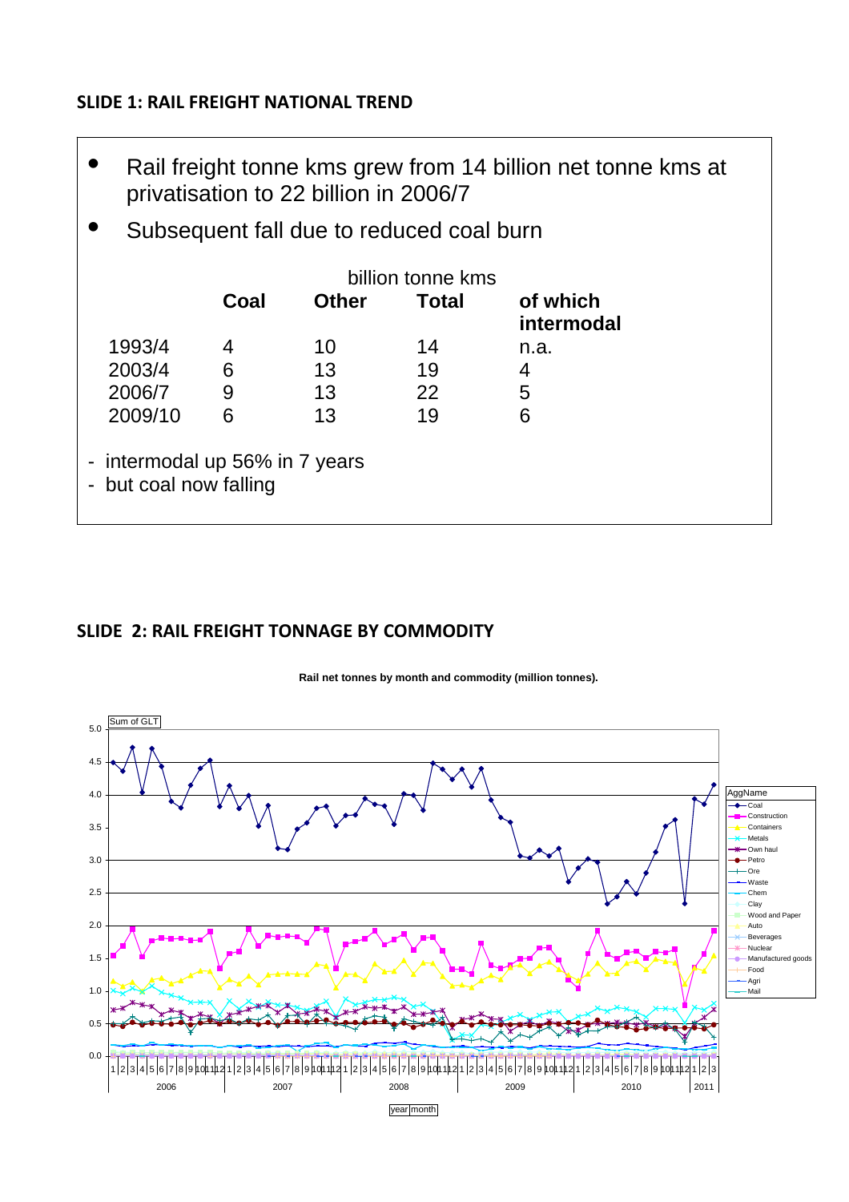## SLIDE 1: RAIL FREIGHT NATIONAL TREND

- Rail freight tonne kms grew from 14 billion net tonne kms at privatisation to 22 billion in 2006/7
- Subsequent fall due to reduced coal burn

billion tonne kms

| | Coal | Other | Total | of which intermodal |
|---|---|---|---|---|
| 1993/4 | 4 | 10 | 14 | n.a. |
| 2003/4 | 6 | 13 | 19 | 4 |
| 2006/7 | 9 | 13 | 22 | 5 |
| 2009/10 | 6 | 13 | 19 | 6 |

- intermodal up 56% in 7 years
- but coal now falling

## SLIDE 2: RAIL FREIGHT TONNAGE BY COMMODITY

**Rail net tonnes by month and commodity (million tonnes).**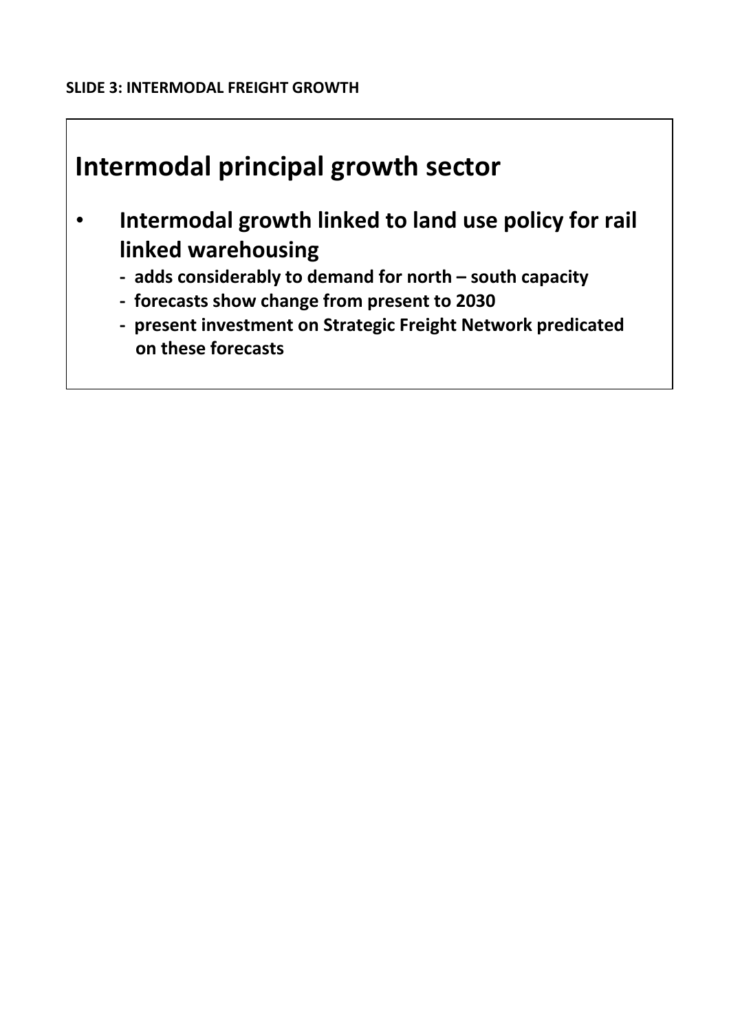**SLIDE 3: INTERMODAL FREIGHT GROWTH**

## Intermodal principal growth sector

- **Intermodal growth linked to land use policy for rail linked warehousing**
  - **adds considerably to demand for north – south capacity**
  - **forecasts show change from present to 2030**
  - **present investment on Strategic Freight Network predicated on these forecasts**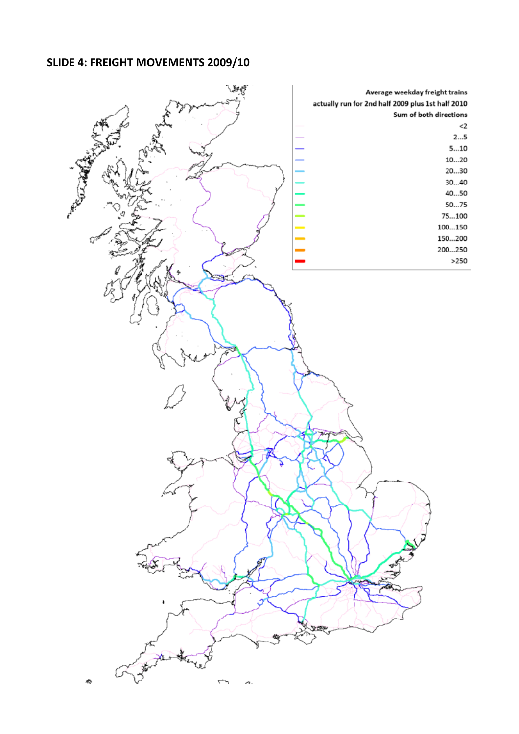## SLIDE 4: FREIGHT MOVEMENTS 2009/10

Average weekday freight trains actually run for 2nd half 2009 plus 1st half 2010
Sum of both directions

- <2
- 2...5
- 5...10
- 10...20
- 20...30
- 30...40
- 40...50
- 50...75
- 75...100
- 100...150
- 150...200
- 200...250
- >250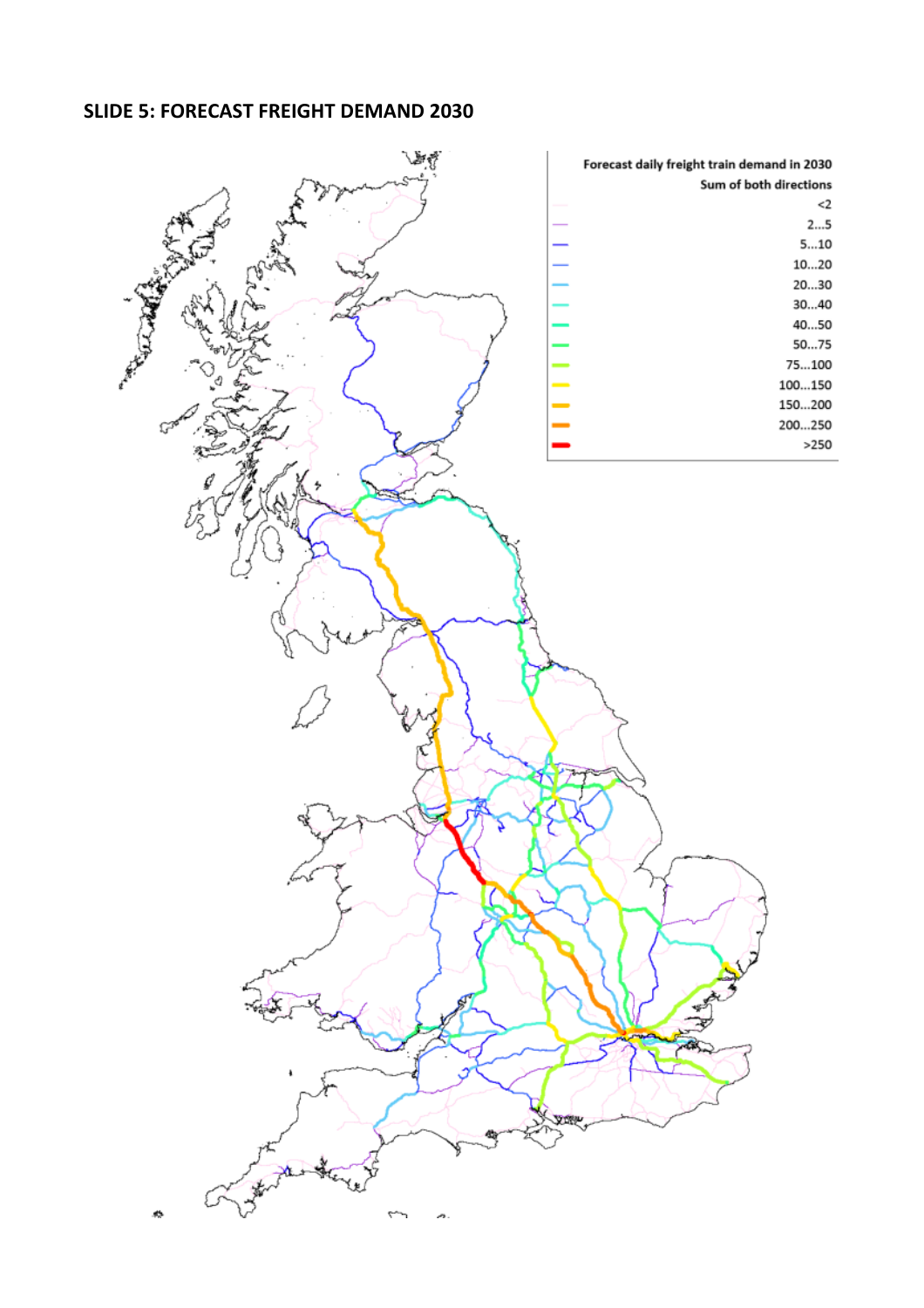## SLIDE 5: FORECAST FREIGHT DEMAND 2030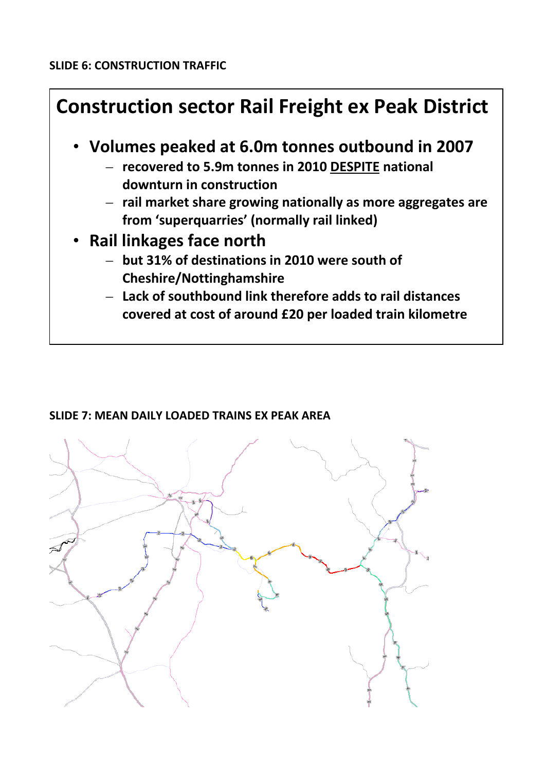**SLIDE 6: CONSTRUCTION TRAFFIC**

# Construction sector Rail Freight ex Peak District

- **Volumes peaked at 6.0m tonnes outbound in 2007**
  - **recovered to 5.9m tonnes in 2010 DESPITE national downturn in construction**
  - **rail market share growing nationally as more aggregates are from 'superquarries' (normally rail linked)**
- **Rail linkages face north**
  - **but 31% of destinations in 2010 were south of Cheshire/Nottinghamshire**
  - **Lack of southbound link therefore adds to rail distances covered at cost of around £20 per loaded train kilometre**

**SLIDE 7: MEAN DAILY LOADED TRAINS EX PEAK AREA**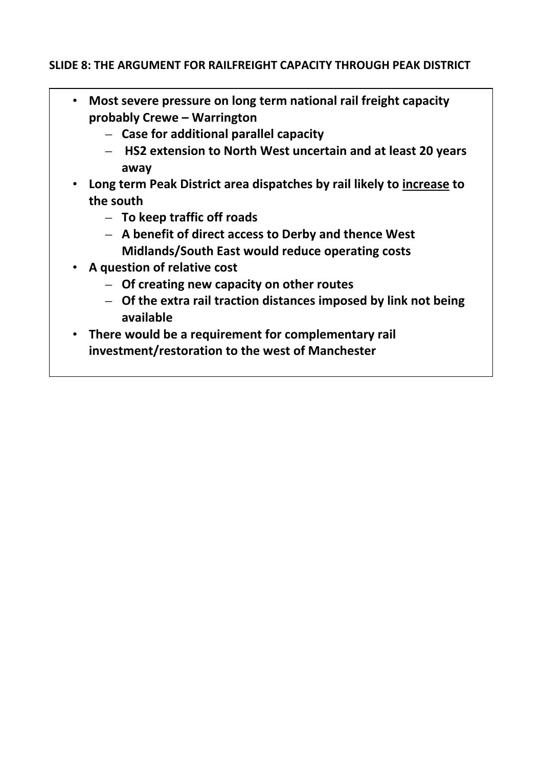**SLIDE 8: THE ARGUMENT FOR RAILFREIGHT CAPACITY THROUGH PEAK DISTRICT**

- **Most severe pressure on long term national rail freight capacity probably Crewe – Warrington**
  - **Case for additional parallel capacity**
  - **HS2 extension to North West uncertain and at least 20 years away**
- **Long term Peak District area dispatches by rail likely to <u>increase</u> to the south**
  - **To keep traffic off roads**
  - **A benefit of direct access to Derby and thence West Midlands/South East would reduce operating costs**
- **A question of relative cost**
  - **Of creating new capacity on other routes**
  - **Of the extra rail traction distances imposed by link not being available**
- **There would be a requirement for complementary rail investment/restoration to the west of Manchester**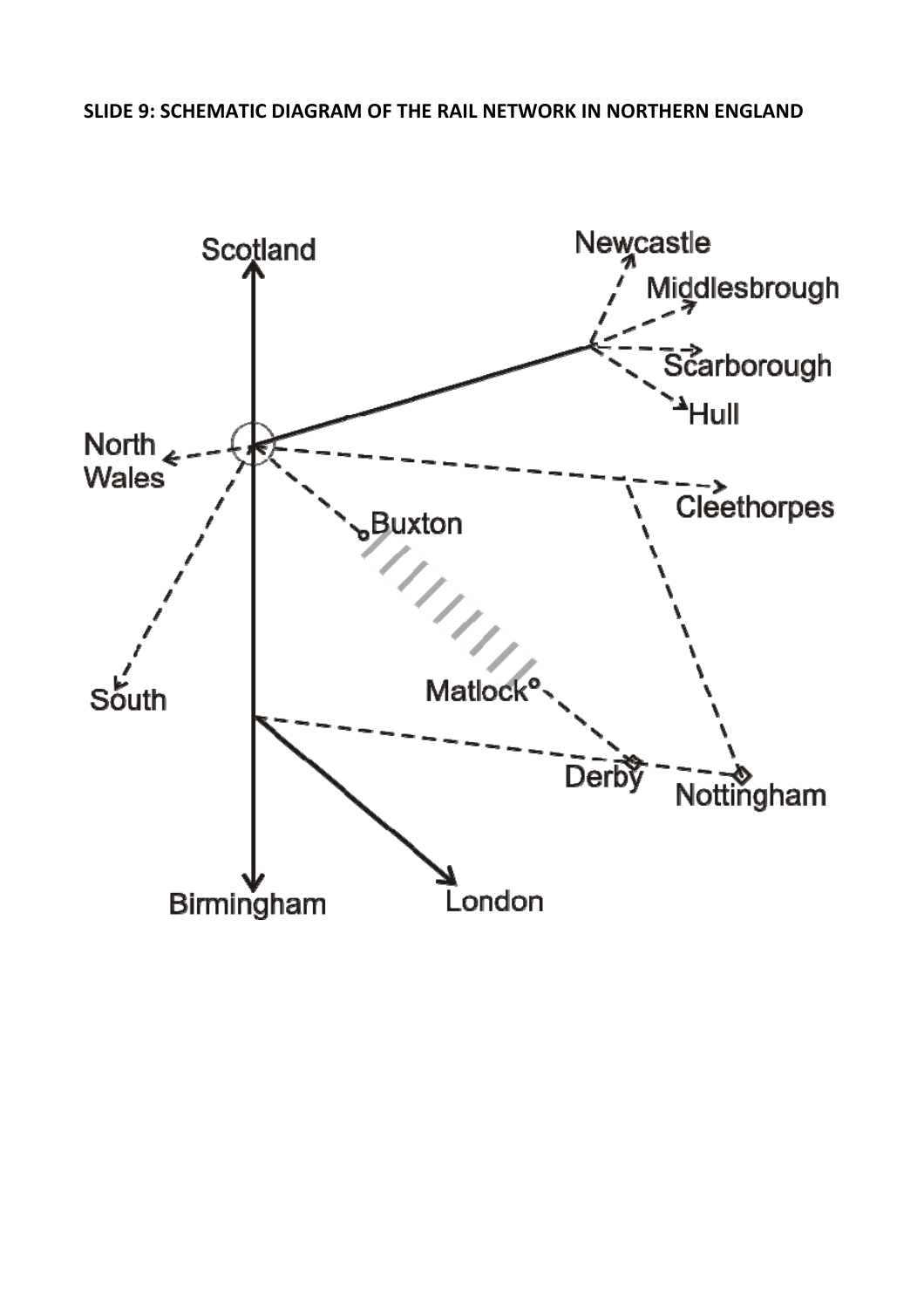**SLIDE 9: SCHEMATIC DIAGRAM OF THE RAIL NETWORK IN NORTHERN ENGLAND**

Scotland

Newcastle

Middlesbrough

Scarborough

Hull

North Wales

Cleethorpes

Buxton

South

Matlock

Derby

Nottingham

Birmingham

London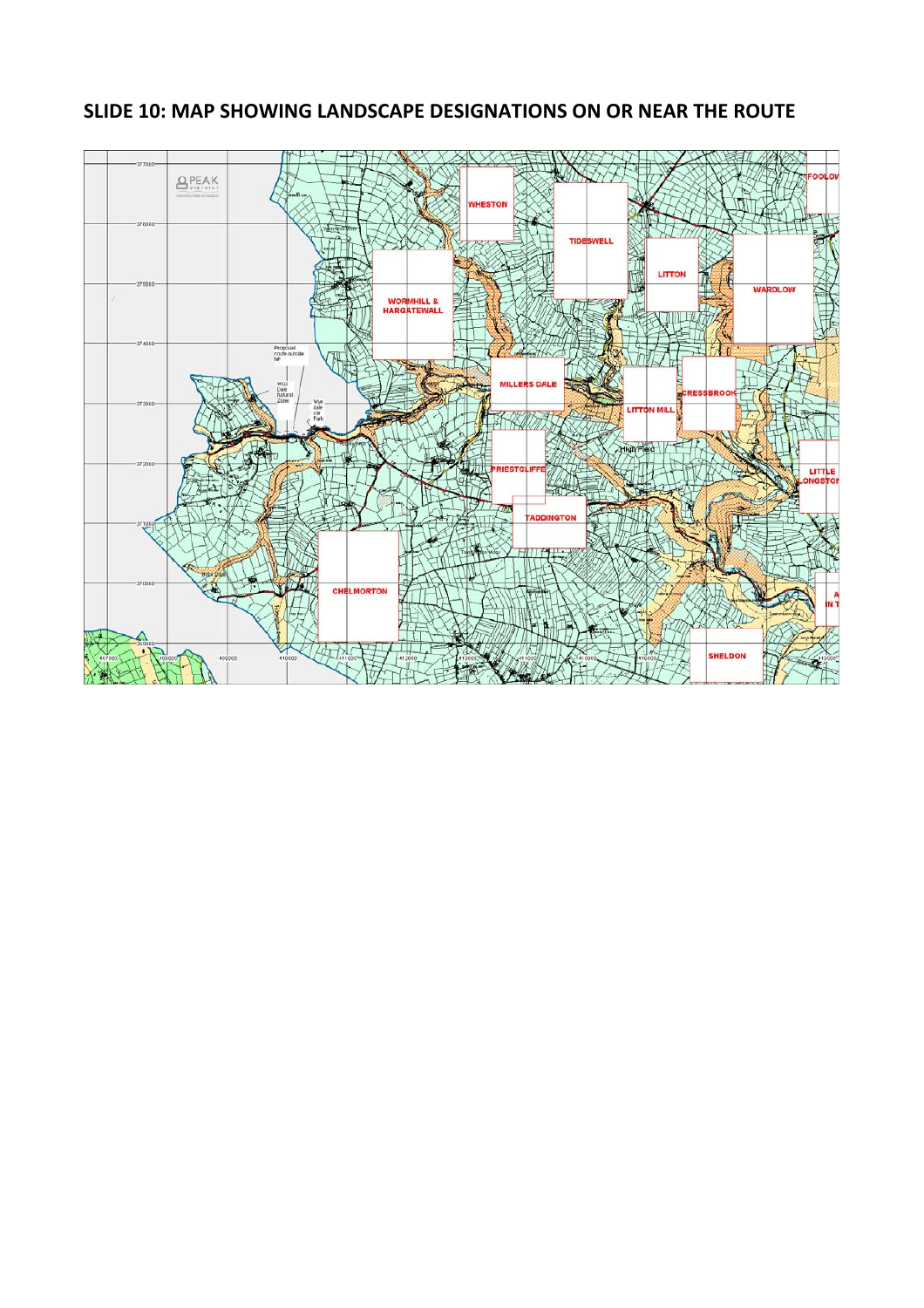## SLIDE 10: MAP SHOWING LANDSCAPE DESIGNATIONS ON OR NEAR THE ROUTE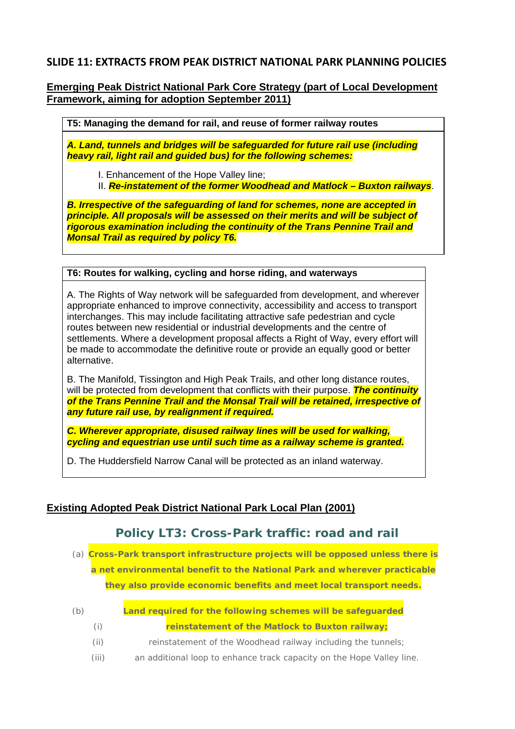## SLIDE 11: EXTRACTS FROM PEAK DISTRICT NATIONAL PARK PLANNING POLICIES

### Emerging Peak District National Park Core Strategy (part of Local Development Framework, aiming for adoption September 2011)

**T5: Managing the demand for rail, and reuse of former railway routes**

***A. Land, tunnels and bridges will be safeguarded for future rail use (including heavy rail, light rail and guided bus) for the following schemes:***

I. Enhancement of the Hope Valley line;
II. ***Re-instatement of the former Woodhead and Matlock – Buxton railways***.

***B. Irrespective of the safeguarding of land for schemes, none are accepted in principle. All proposals will be assessed on their merits and will be subject of rigorous examination including the continuity of the Trans Pennine Trail and Monsal Trail as required by policy T6.***

**T6: Routes for walking, cycling and horse riding, and waterways**

A. The Rights of Way network will be safeguarded from development, and wherever appropriate enhanced to improve connectivity, accessibility and access to transport interchanges. This may include facilitating attractive safe pedestrian and cycle routes between new residential or industrial developments and the centre of settlements. Where a development proposal affects a Right of Way, every effort will be made to accommodate the definitive route or provide an equally good or better alternative.

B. The Manifold, Tissington and High Peak Trails, and other long distance routes, will be protected from development that conflicts with their purpose. ***The continuity of the Trans Pennine Trail and the Monsal Trail will be retained, irrespective of any future rail use, by realignment if required.***

***C. Wherever appropriate, disused railway lines will be used for walking, cycling and equestrian use until such time as a railway scheme is granted.***

D. The Huddersfield Narrow Canal will be protected as an inland waterway.

### Existing Adopted Peak District National Park Local Plan (2001)

## Policy LT3: Cross-Park traffic: road and rail

(a) **Cross-Park transport infrastructure projects will be opposed unless there is a net environmental benefit to the National Park and wherever practicable they also provide economic benefits and meet local transport needs.**

(b) **Land required for the following schemes will be safeguarded**

(i) **reinstatement of the Matlock to Buxton railway;**

(ii) reinstatement of the Woodhead railway including the tunnels;

(iii) an additional loop to enhance track capacity on the Hope Valley line.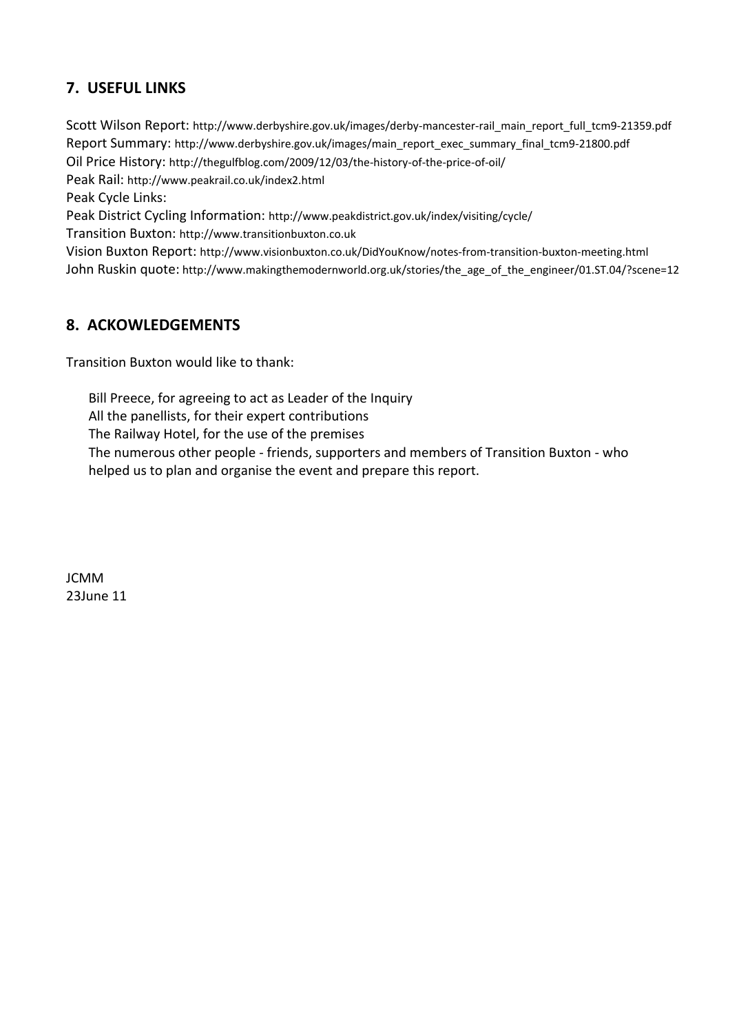## 7. USEFUL LINKS

Scott Wilson Report: http://www.derbyshire.gov.uk/images/derby-mancester-rail_main_report_full_tcm9-21359.pdf
Report Summary: http://www.derbyshire.gov.uk/images/main_report_exec_summary_final_tcm9-21800.pdf
Oil Price History: http://thegulfblog.com/2009/12/03/the-history-of-the-price-of-oil/
Peak Rail: http://www.peakrail.co.uk/index2.html
Peak Cycle Links:
Peak District Cycling Information: http://www.peakdistrict.gov.uk/index/visiting/cycle/
Transition Buxton: http://www.transitionbuxton.co.uk
Vision Buxton Report: http://www.visionbuxton.co.uk/DidYouKnow/notes-from-transition-buxton-meeting.html
John Ruskin quote: http://www.makingthemodernworld.org.uk/stories/the_age_of_the_engineer/01.ST.04/?scene=12

## 8. ACKOWLEDGEMENTS

Transition Buxton would like to thank:

Bill Preece, for agreeing to act as Leader of the Inquiry
All the panellists, for their expert contributions
The Railway Hotel, for the use of the premises
The numerous other people - friends, supporters and members of Transition Buxton - who helped us to plan and organise the event and prepare this report.

JCMM
23June 11